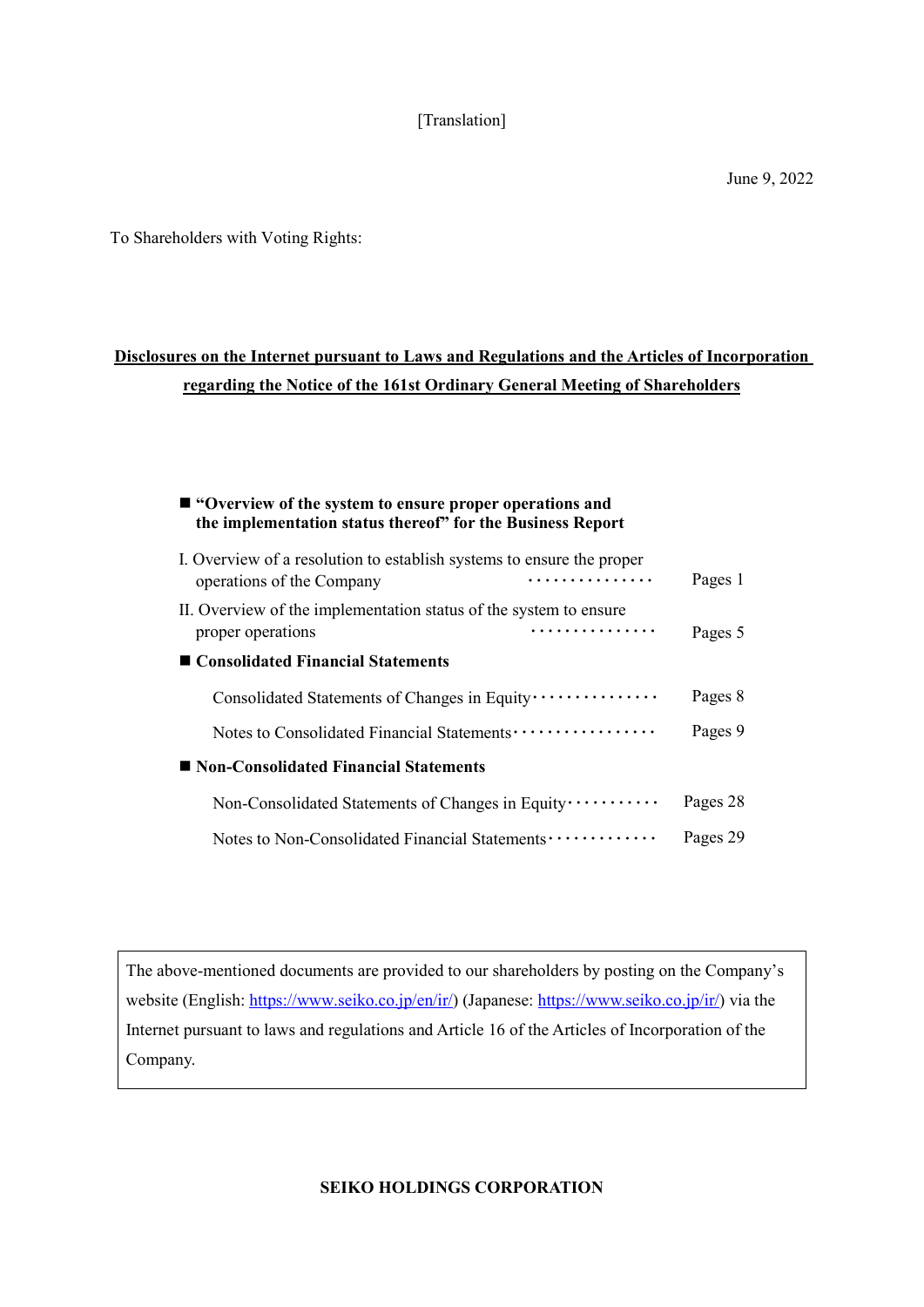[Translation]

June 9, 2022

To Shareholders with Voting Rights:

# Disclosures on the Internet pursuant to Laws and Regulations and the Articles of Incorporation regarding the Notice of the 161st Ordinary General Meeting of Shareholders

■ **"Overview of the system to ensure proper operations and the implementation status thereof" for the Business Report**

I. Overview of a resolution to establish systems to ensure the proper operations of the Company ················ Pages 1

II. Overview of the implementation status of the system to ensure proper operations ················ Pages 5

■ **Consolidated Financial Statements**

Consolidated Statements of Changes in Equity ··············· Pages 8

Notes to Consolidated Financial Statements ················· Pages 9

■ **Non-Consolidated Financial Statements**

Non-Consolidated Statements of Changes in Equity ··········· Pages 28

Notes to Non-Consolidated Financial Statements ············· Pages 29

The above-mentioned documents are provided to our shareholders by posting on the Company's website (English: https://www.seiko.co.jp/en/ir/) (Japanese: https://www.seiko.co.jp/ir/) via the Internet pursuant to laws and regulations and Article 16 of the Articles of Incorporation of the Company.

**SEIKO HOLDINGS CORPORATION**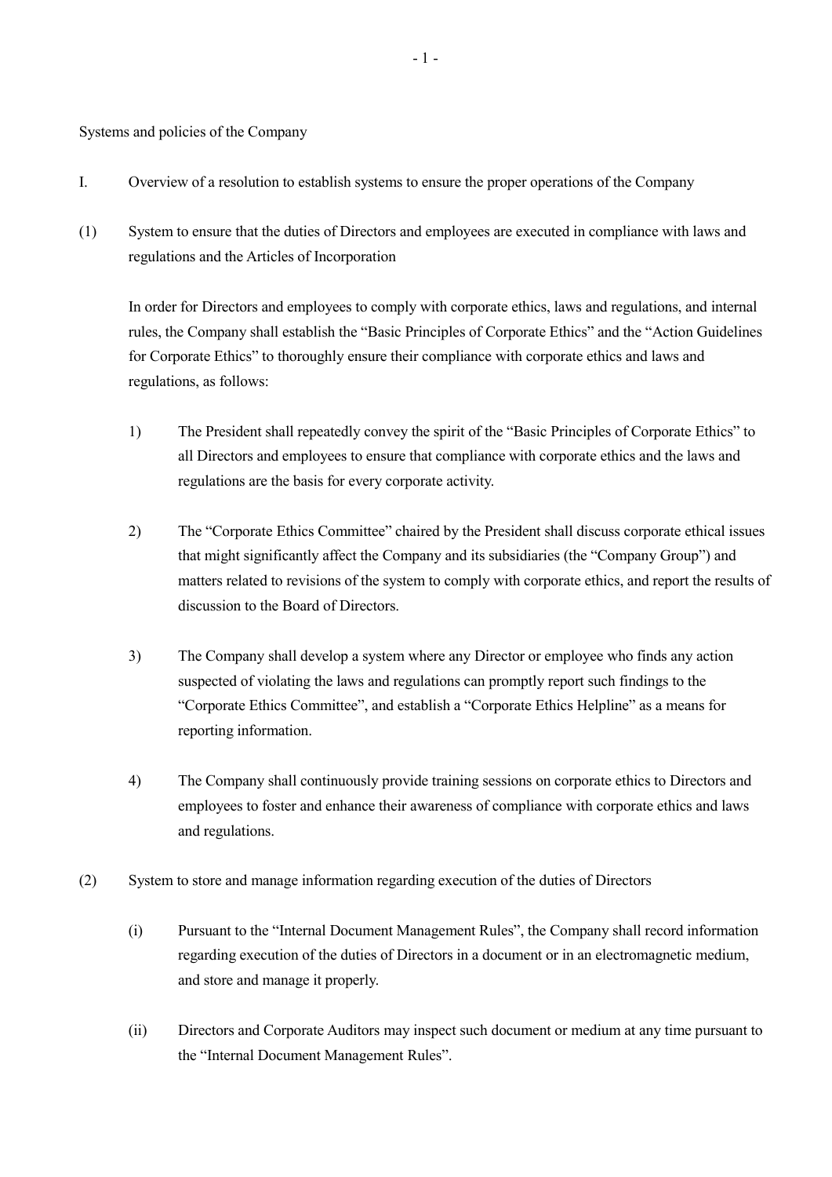Systems and policies of the Company

I. Overview of a resolution to establish systems to ensure the proper operations of the Company

(1) System to ensure that the duties of Directors and employees are executed in compliance with laws and regulations and the Articles of Incorporation

In order for Directors and employees to comply with corporate ethics, laws and regulations, and internal rules, the Company shall establish the "Basic Principles of Corporate Ethics" and the "Action Guidelines for Corporate Ethics" to thoroughly ensure their compliance with corporate ethics and laws and regulations, as follows:

1) The President shall repeatedly convey the spirit of the "Basic Principles of Corporate Ethics" to all Directors and employees to ensure that compliance with corporate ethics and the laws and regulations are the basis for every corporate activity.

2) The "Corporate Ethics Committee" chaired by the President shall discuss corporate ethical issues that might significantly affect the Company and its subsidiaries (the "Company Group") and matters related to revisions of the system to comply with corporate ethics, and report the results of discussion to the Board of Directors.

3) The Company shall develop a system where any Director or employee who finds any action suspected of violating the laws and regulations can promptly report such findings to the "Corporate Ethics Committee", and establish a "Corporate Ethics Helpline" as a means for reporting information.

4) The Company shall continuously provide training sessions on corporate ethics to Directors and employees to foster and enhance their awareness of compliance with corporate ethics and laws and regulations.

(2) System to store and manage information regarding execution of the duties of Directors

(i) Pursuant to the "Internal Document Management Rules", the Company shall record information regarding execution of the duties of Directors in a document or in an electromagnetic medium, and store and manage it properly.

(ii) Directors and Corporate Auditors may inspect such document or medium at any time pursuant to the "Internal Document Management Rules".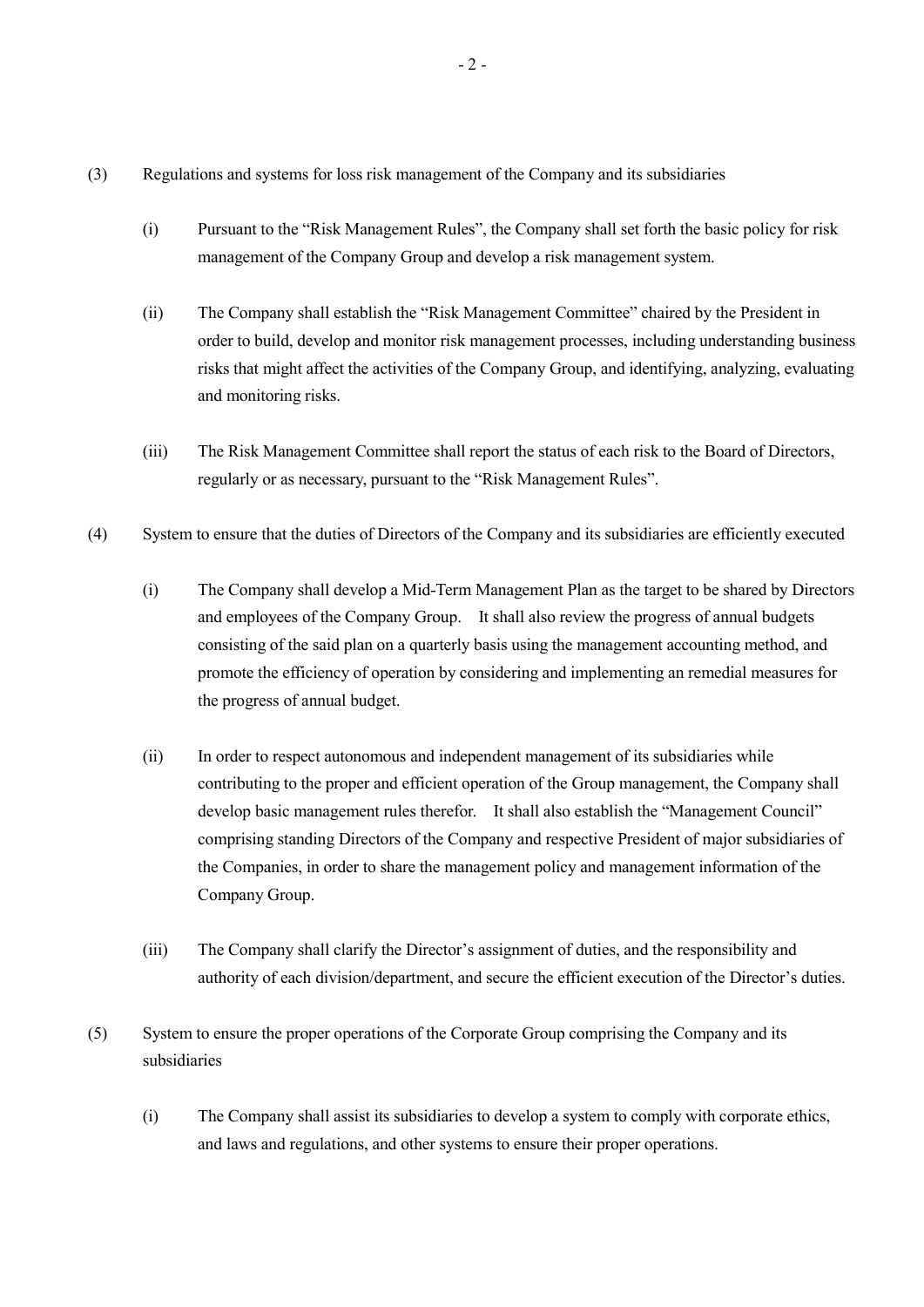(3) Regulations and systems for loss risk management of the Company and its subsidiaries

(i) Pursuant to the "Risk Management Rules", the Company shall set forth the basic policy for risk management of the Company Group and develop a risk management system.

(ii) The Company shall establish the "Risk Management Committee" chaired by the President in order to build, develop and monitor risk management processes, including understanding business risks that might affect the activities of the Company Group, and identifying, analyzing, evaluating and monitoring risks.

(iii) The Risk Management Committee shall report the status of each risk to the Board of Directors, regularly or as necessary, pursuant to the "Risk Management Rules".

(4) System to ensure that the duties of Directors of the Company and its subsidiaries are efficiently executed

(i) The Company shall develop a Mid-Term Management Plan as the target to be shared by Directors and employees of the Company Group. It shall also review the progress of annual budgets consisting of the said plan on a quarterly basis using the management accounting method, and promote the efficiency of operation by considering and implementing an remedial measures for the progress of annual budget.

(ii) In order to respect autonomous and independent management of its subsidiaries while contributing to the proper and efficient operation of the Group management, the Company shall develop basic management rules therefor. It shall also establish the "Management Council" comprising standing Directors of the Company and respective President of major subsidiaries of the Companies, in order to share the management policy and management information of the Company Group.

(iii) The Company shall clarify the Director's assignment of duties, and the responsibility and authority of each division/department, and secure the efficient execution of the Director's duties.

(5) System to ensure the proper operations of the Corporate Group comprising the Company and its subsidiaries

(i) The Company shall assist its subsidiaries to develop a system to comply with corporate ethics, and laws and regulations, and other systems to ensure their proper operations.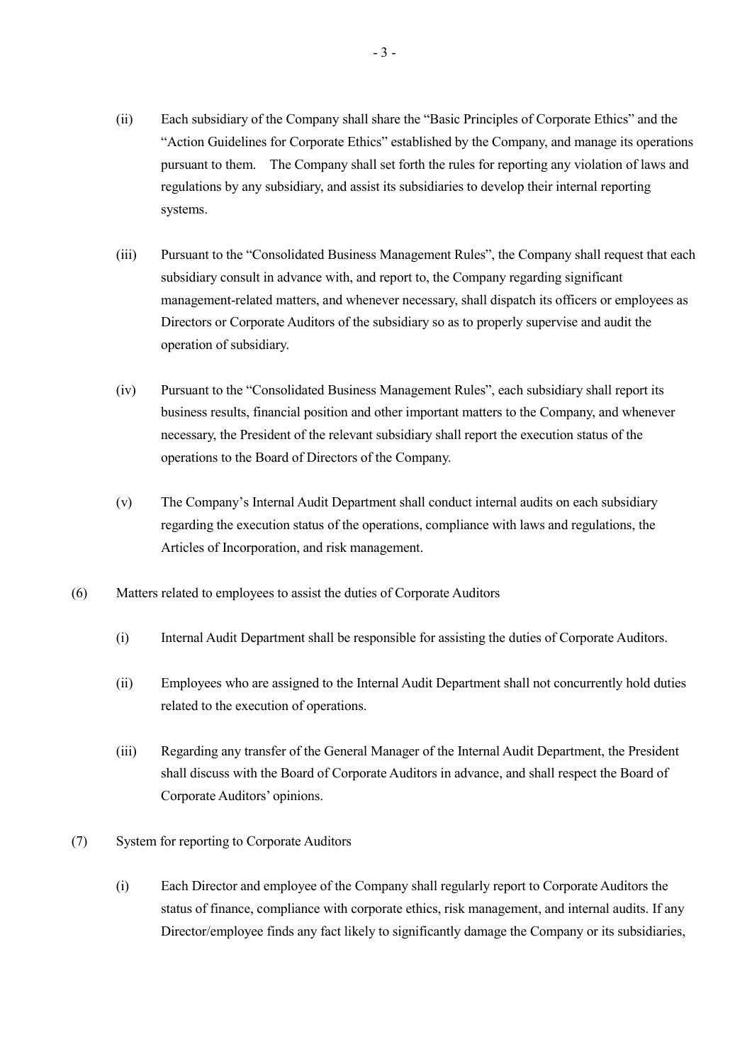(ii) Each subsidiary of the Company shall share the “Basic Principles of Corporate Ethics” and the “Action Guidelines for Corporate Ethics” established by the Company, and manage its operations pursuant to them. The Company shall set forth the rules for reporting any violation of laws and regulations by any subsidiary, and assist its subsidiaries to develop their internal reporting systems.

(iii) Pursuant to the “Consolidated Business Management Rules”, the Company shall request that each subsidiary consult in advance with, and report to, the Company regarding significant management-related matters, and whenever necessary, shall dispatch its officers or employees as Directors or Corporate Auditors of the subsidiary so as to properly supervise and audit the operation of subsidiary.

(iv) Pursuant to the “Consolidated Business Management Rules”, each subsidiary shall report its business results, financial position and other important matters to the Company, and whenever necessary, the President of the relevant subsidiary shall report the execution status of the operations to the Board of Directors of the Company.

(v) The Company’s Internal Audit Department shall conduct internal audits on each subsidiary regarding the execution status of the operations, compliance with laws and regulations, the Articles of Incorporation, and risk management.

(6) Matters related to employees to assist the duties of Corporate Auditors

(i) Internal Audit Department shall be responsible for assisting the duties of Corporate Auditors.

(ii) Employees who are assigned to the Internal Audit Department shall not concurrently hold duties related to the execution of operations.

(iii) Regarding any transfer of the General Manager of the Internal Audit Department, the President shall discuss with the Board of Corporate Auditors in advance, and shall respect the Board of Corporate Auditors’ opinions.

(7) System for reporting to Corporate Auditors

(i) Each Director and employee of the Company shall regularly report to Corporate Auditors the status of finance, compliance with corporate ethics, risk management, and internal audits. If any Director/employee finds any fact likely to significantly damage the Company or its subsidiaries,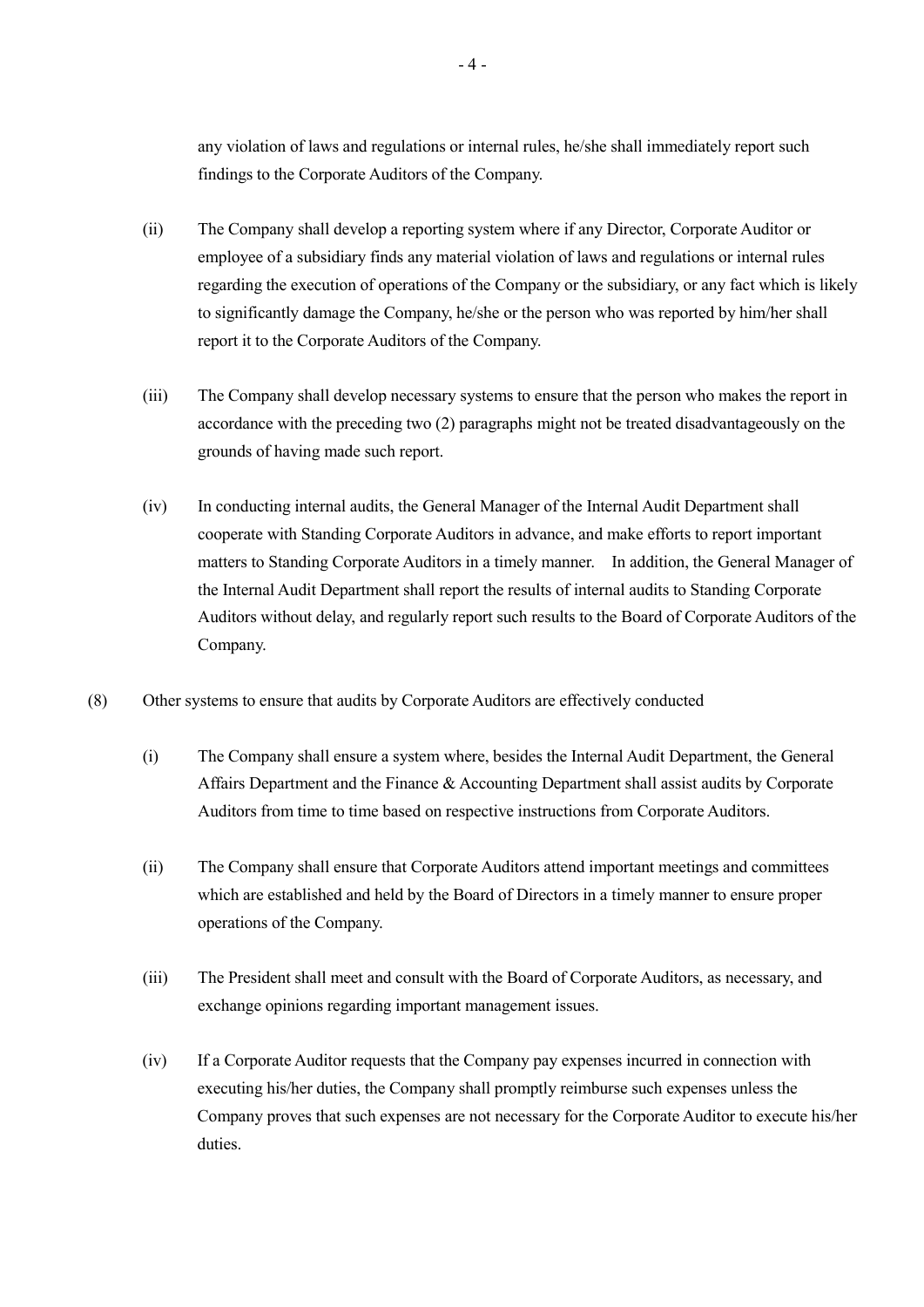any violation of laws and regulations or internal rules, he/she shall immediately report such findings to the Corporate Auditors of the Company.

(ii) The Company shall develop a reporting system where if any Director, Corporate Auditor or employee of a subsidiary finds any material violation of laws and regulations or internal rules regarding the execution of operations of the Company or the subsidiary, or any fact which is likely to significantly damage the Company, he/she or the person who was reported by him/her shall report it to the Corporate Auditors of the Company.

(iii) The Company shall develop necessary systems to ensure that the person who makes the report in accordance with the preceding two (2) paragraphs might not be treated disadvantageously on the grounds of having made such report.

(iv) In conducting internal audits, the General Manager of the Internal Audit Department shall cooperate with Standing Corporate Auditors in advance, and make efforts to report important matters to Standing Corporate Auditors in a timely manner. In addition, the General Manager of the Internal Audit Department shall report the results of internal audits to Standing Corporate Auditors without delay, and regularly report such results to the Board of Corporate Auditors of the Company.

(8) Other systems to ensure that audits by Corporate Auditors are effectively conducted

(i) The Company shall ensure a system where, besides the Internal Audit Department, the General Affairs Department and the Finance & Accounting Department shall assist audits by Corporate Auditors from time to time based on respective instructions from Corporate Auditors.

(ii) The Company shall ensure that Corporate Auditors attend important meetings and committees which are established and held by the Board of Directors in a timely manner to ensure proper operations of the Company.

(iii) The President shall meet and consult with the Board of Corporate Auditors, as necessary, and exchange opinions regarding important management issues.

(iv) If a Corporate Auditor requests that the Company pay expenses incurred in connection with executing his/her duties, the Company shall promptly reimburse such expenses unless the Company proves that such expenses are not necessary for the Corporate Auditor to execute his/her duties.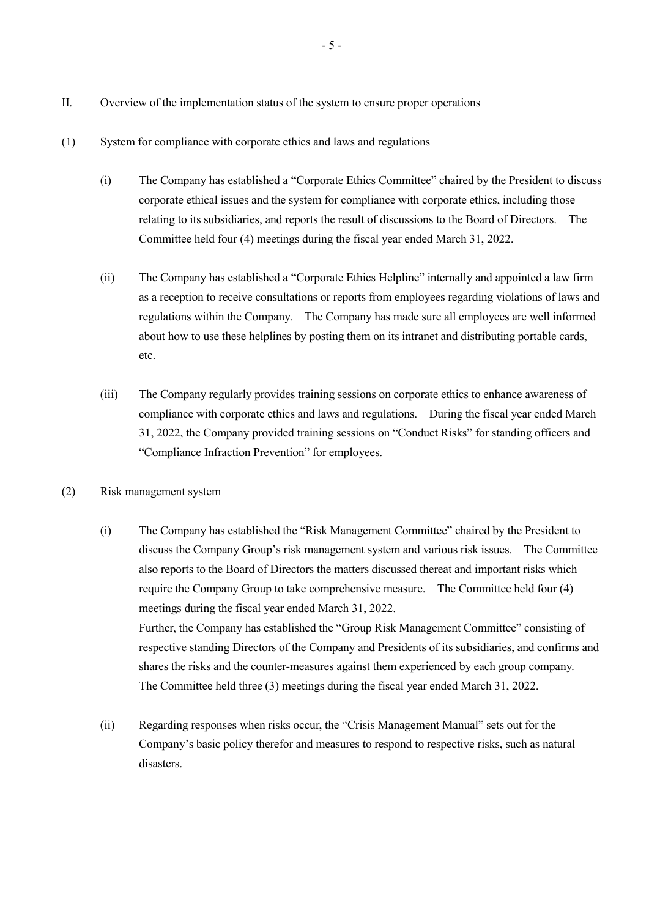## II. Overview of the implementation status of the system to ensure proper operations

### (1) System for compliance with corporate ethics and laws and regulations

(i) The Company has established a "Corporate Ethics Committee" chaired by the President to discuss corporate ethical issues and the system for compliance with corporate ethics, including those relating to its subsidiaries, and reports the result of discussions to the Board of Directors. The Committee held four (4) meetings during the fiscal year ended March 31, 2022.

(ii) The Company has established a "Corporate Ethics Helpline" internally and appointed a law firm as a reception to receive consultations or reports from employees regarding violations of laws and regulations within the Company. The Company has made sure all employees are well informed about how to use these helplines by posting them on its intranet and distributing portable cards, etc.

(iii) The Company regularly provides training sessions on corporate ethics to enhance awareness of compliance with corporate ethics and laws and regulations. During the fiscal year ended March 31, 2022, the Company provided training sessions on "Conduct Risks" for standing officers and "Compliance Infraction Prevention" for employees.

### (2) Risk management system

(i) The Company has established the "Risk Management Committee" chaired by the President to discuss the Company Group's risk management system and various risk issues. The Committee also reports to the Board of Directors the matters discussed thereat and important risks which require the Company Group to take comprehensive measure. The Committee held four (4) meetings during the fiscal year ended March 31, 2022.
Further, the Company has established the "Group Risk Management Committee" consisting of respective standing Directors of the Company and Presidents of its subsidiaries, and confirms and shares the risks and the counter-measures against them experienced by each group company. The Committee held three (3) meetings during the fiscal year ended March 31, 2022.

(ii) Regarding responses when risks occur, the "Crisis Management Manual" sets out for the Company's basic policy therefor and measures to respond to respective risks, such as natural disasters.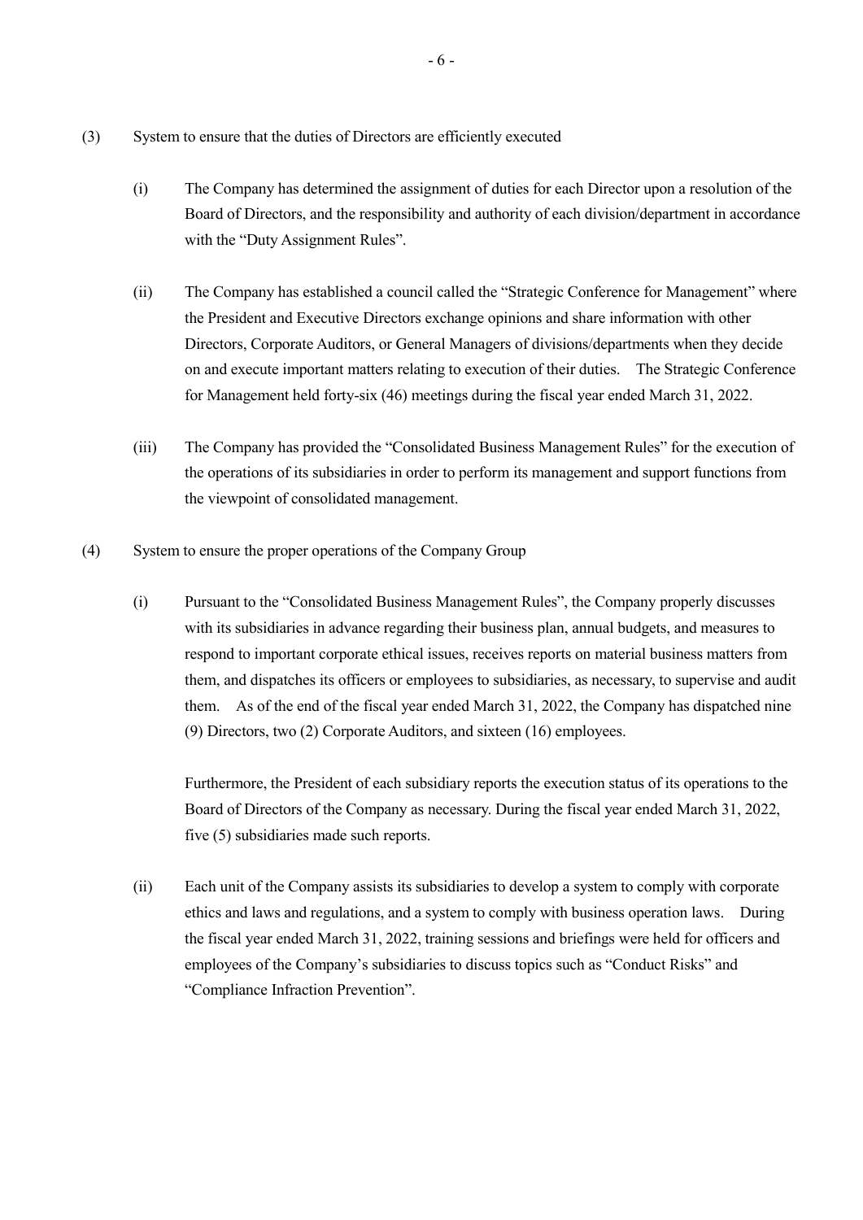(3) System to ensure that the duties of Directors are efficiently executed

(i) The Company has determined the assignment of duties for each Director upon a resolution of the Board of Directors, and the responsibility and authority of each division/department in accordance with the "Duty Assignment Rules".

(ii) The Company has established a council called the "Strategic Conference for Management" where the President and Executive Directors exchange opinions and share information with other Directors, Corporate Auditors, or General Managers of divisions/departments when they decide on and execute important matters relating to execution of their duties. The Strategic Conference for Management held forty-six (46) meetings during the fiscal year ended March 31, 2022.

(iii) The Company has provided the "Consolidated Business Management Rules" for the execution of the operations of its subsidiaries in order to perform its management and support functions from the viewpoint of consolidated management.

(4) System to ensure the proper operations of the Company Group

(i) Pursuant to the "Consolidated Business Management Rules", the Company properly discusses with its subsidiaries in advance regarding their business plan, annual budgets, and measures to respond to important corporate ethical issues, receives reports on material business matters from them, and dispatches its officers or employees to subsidiaries, as necessary, to supervise and audit them. As of the end of the fiscal year ended March 31, 2022, the Company has dispatched nine (9) Directors, two (2) Corporate Auditors, and sixteen (16) employees.

Furthermore, the President of each subsidiary reports the execution status of its operations to the Board of Directors of the Company as necessary. During the fiscal year ended March 31, 2022, five (5) subsidiaries made such reports.

(ii) Each unit of the Company assists its subsidiaries to develop a system to comply with corporate ethics and laws and regulations, and a system to comply with business operation laws. During the fiscal year ended March 31, 2022, training sessions and briefings were held for officers and employees of the Company's subsidiaries to discuss topics such as "Conduct Risks" and "Compliance Infraction Prevention".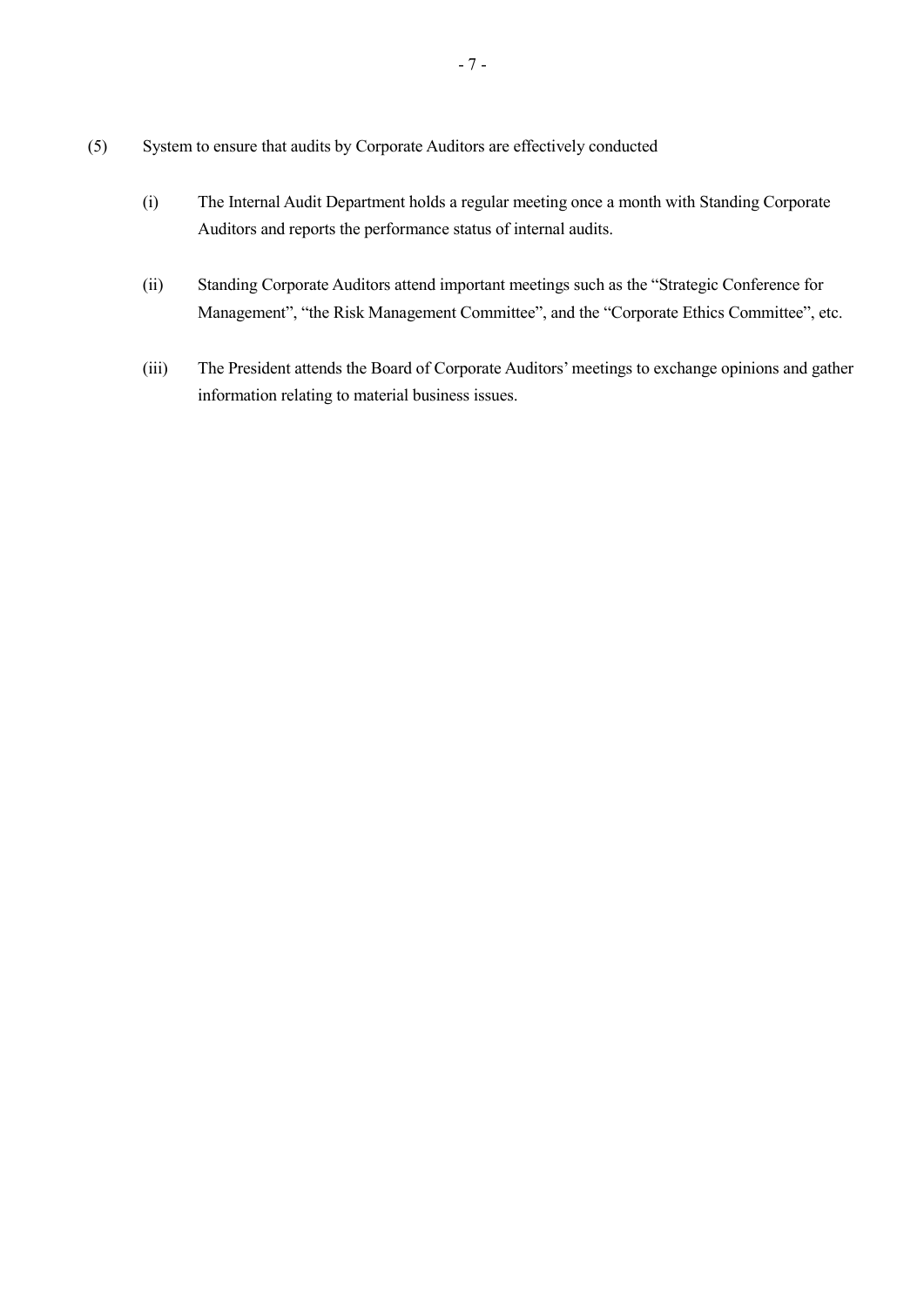(5) System to ensure that audits by Corporate Auditors are effectively conducted

(i) The Internal Audit Department holds a regular meeting once a month with Standing Corporate Auditors and reports the performance status of internal audits.

(ii) Standing Corporate Auditors attend important meetings such as the "Strategic Conference for Management", "the Risk Management Committee", and the "Corporate Ethics Committee", etc.

(iii) The President attends the Board of Corporate Auditors' meetings to exchange opinions and gather information relating to material business issues.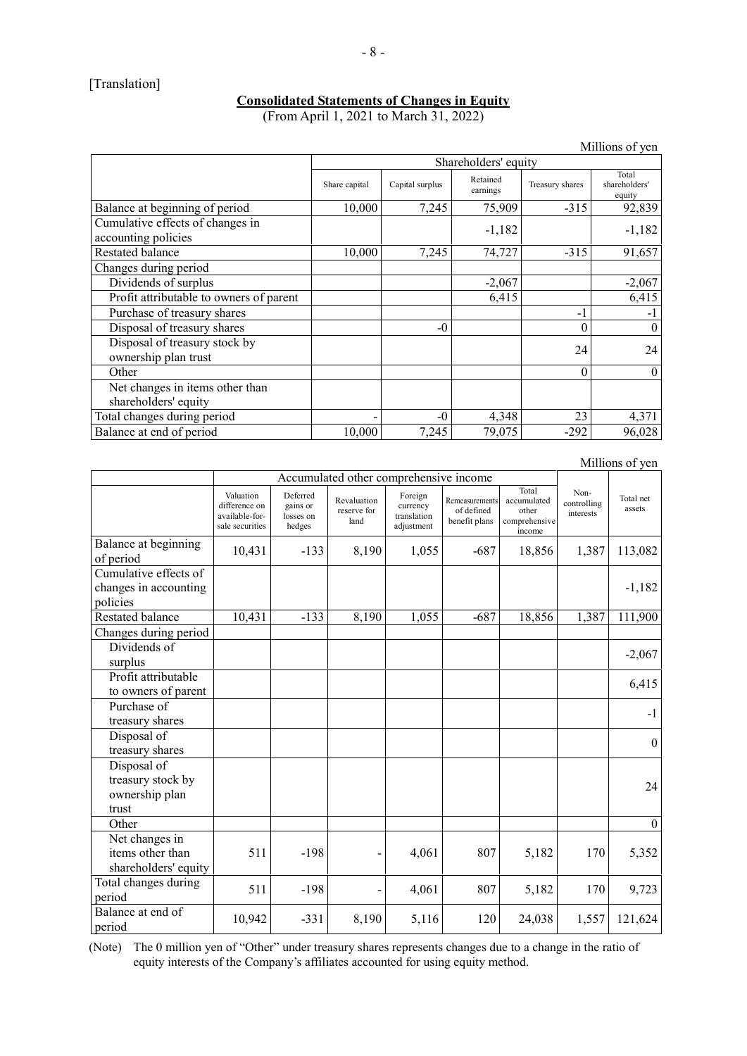[Translation]

**Consolidated Statements of Changes in Equity**

(From April 1, 2021 to March 31, 2022)

Millions of yen

| | Shareholders' equity | | | | |
|---|---|---|---|---|---|
| | Share capital | Capital surplus | Retained earnings | Treasury shares | Total shareholders' equity |
| Balance at beginning of period | 10,000 | 7,245 | 75,909 | -315 | 92,839 |
| Cumulative effects of changes in accounting policies | | | -1,182 | | -1,182 |
| Restated balance | 10,000 | 7,245 | 74,727 | -315 | 91,657 |
| Changes during period | | | | | |
| Dividends of surplus | | | -2,067 | | -2,067 |
| Profit attributable to owners of parent | | | 6,415 | | 6,415 |
| Purchase of treasury shares | | | | -1 | -1 |
| Disposal of treasury shares | | -0 | | 0 | 0 |
| Disposal of treasury stock by ownership plan trust | | | | 24 | 24 |
| Other | | | | 0 | 0 |
| Net changes in items other than shareholders' equity | | | | | |
| Total changes during period | - | -0 | 4,348 | 23 | 4,371 |
| Balance at end of period | 10,000 | 7,245 | 79,075 | -292 | 96,028 |

Millions of yen

| | Accumulated other comprehensive income | | | | | | | |
|---|---|---|---|---|---|---|---|---|
| | Valuation difference on available-for-sale securities | Deferred gains or losses on hedges | Revaluation reserve for land | Foreign currency translation adjustment | Remeasurements of defined benefit plans | Total accumulated other comprehensive income | Non-controlling interests | Total net assets |
| Balance at beginning of period | 10,431 | -133 | 8,190 | 1,055 | -687 | 18,856 | 1,387 | 113,082 |
| Cumulative effects of changes in accounting policies | | | | | | | | -1,182 |
| Restated balance | 10,431 | -133 | 8,190 | 1,055 | -687 | 18,856 | 1,387 | 111,900 |
| Changes during period | | | | | | | | |
| Dividends of surplus | | | | | | | | -2,067 |
| Profit attributable to owners of parent | | | | | | | | 6,415 |
| Purchase of treasury shares | | | | | | | | -1 |
| Disposal of treasury shares | | | | | | | | 0 |
| Disposal of treasury stock by ownership plan trust | | | | | | | | 24 |
| Other | | | | | | | | 0 |
| Net changes in items other than shareholders' equity | 511 | -198 | - | 4,061 | 807 | 5,182 | 170 | 5,352 |
| Total changes during period | 511 | -198 | - | 4,061 | 807 | 5,182 | 170 | 9,723 |
| Balance at end of period | 10,942 | -331 | 8,190 | 5,116 | 120 | 24,038 | 1,557 | 121,624 |

(Note) The 0 million yen of "Other" under treasury shares represents changes due to a change in the ratio of equity interests of the Company's affiliates accounted for using equity method.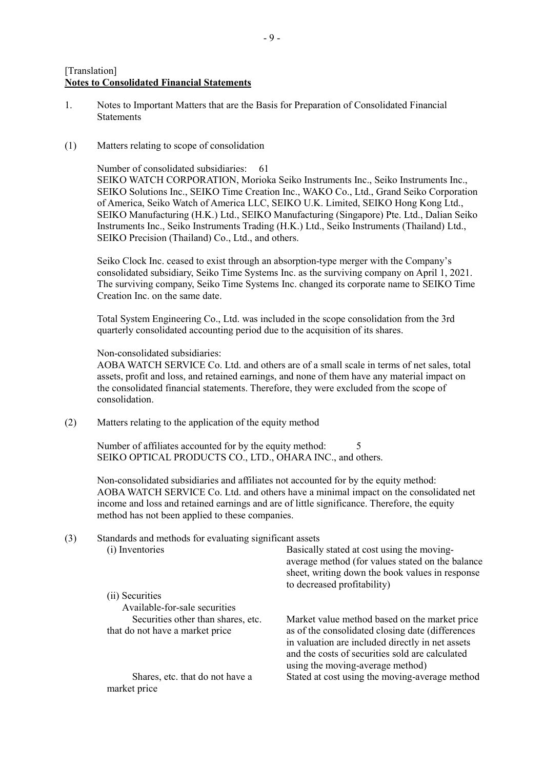[Translation]

**Notes to Consolidated Financial Statements**

1. Notes to Important Matters that are the Basis for Preparation of Consolidated Financial Statements

(1) Matters relating to scope of consolidation

Number of consolidated subsidiaries: 61

SEIKO WATCH CORPORATION, Morioka Seiko Instruments Inc., Seiko Instruments Inc., SEIKO Solutions Inc., SEIKO Time Creation Inc., WAKO Co., Ltd., Grand Seiko Corporation of America, Seiko Watch of America LLC, SEIKO U.K. Limited, SEIKO Hong Kong Ltd., SEIKO Manufacturing (H.K.) Ltd., SEIKO Manufacturing (Singapore) Pte. Ltd., Dalian Seiko Instruments Inc., Seiko Instruments Trading (H.K.) Ltd., Seiko Instruments (Thailand) Ltd., SEIKO Precision (Thailand) Co., Ltd., and others.

Seiko Clock Inc. ceased to exist through an absorption-type merger with the Company's consolidated subsidiary, Seiko Time Systems Inc. as the surviving company on April 1, 2021. The surviving company, Seiko Time Systems Inc. changed its corporate name to SEIKO Time Creation Inc. on the same date.

Total System Engineering Co., Ltd. was included in the scope consolidation from the 3rd quarterly consolidated accounting period due to the acquisition of its shares.

Non-consolidated subsidiaries:

AOBA WATCH SERVICE Co. Ltd. and others are of a small scale in terms of net sales, total assets, profit and loss, and retained earnings, and none of them have any material impact on the consolidated financial statements. Therefore, they were excluded from the scope of consolidation.

(2) Matters relating to the application of the equity method

Number of affiliates accounted for by the equity method: 5

SEIKO OPTICAL PRODUCTS CO., LTD., OHARA INC., and others.

Non-consolidated subsidiaries and affiliates not accounted for by the equity method:

AOBA WATCH SERVICE Co. Ltd. and others have a minimal impact on the consolidated net income and loss and retained earnings and are of little significance. Therefore, the equity method has not been applied to these companies.

(3) Standards and methods for evaluating significant assets

| | |
|---|---|
| (i) Inventories | Basically stated at cost using the moving-average method (for values stated on the balance sheet, writing down the book values in response to decreased profitability) |
| (ii) Securities | |
| Available-for-sale securities | |
| Securities other than shares, etc. that do not have a market price | Market value method based on the market price as of the consolidated closing date (differences in valuation are included directly in net assets and the costs of securities sold are calculated using the moving-average method) |
| Shares, etc. that do not have a market price | Stated at cost using the moving-average method |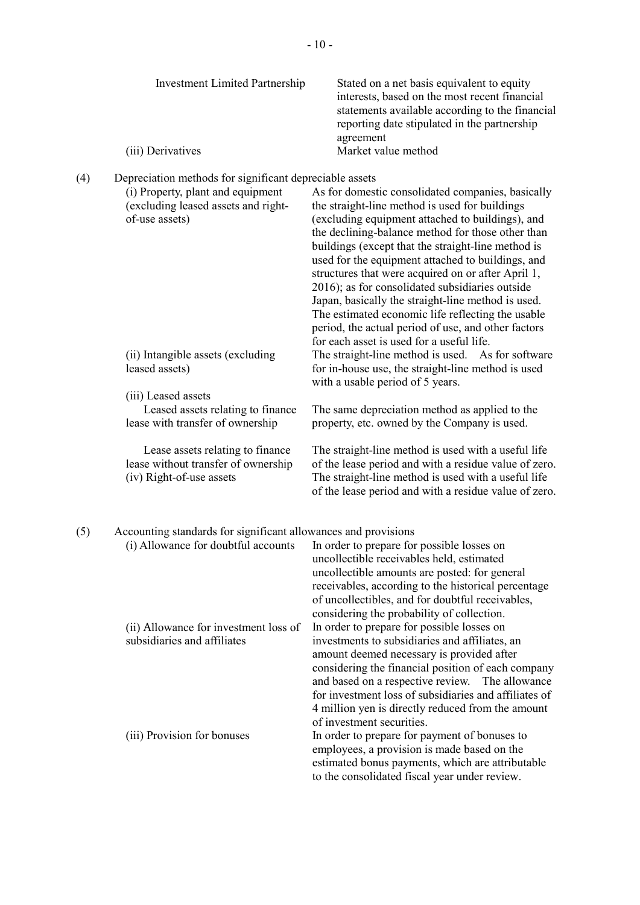| | |
|---|---|
| Investment Limited Partnership | Stated on a net basis equivalent to equity interests, based on the most recent financial statements available according to the financial reporting date stipulated in the partnership agreement |
| (iii) Derivatives | Market value method |

(4) Depreciation methods for significant depreciable assets

| | |
|---|---|
| (i) Property, plant and equipment (excluding leased assets and right-of-use assets) | As for domestic consolidated companies, basically the straight-line method is used for buildings (excluding equipment attached to buildings), and the declining-balance method for those other than buildings (except that the straight-line method is used for the equipment attached to buildings, and structures that were acquired on or after April 1, 2016); as for consolidated subsidiaries outside Japan, basically the straight-line method is used. The estimated economic life reflecting the usable period, the actual period of use, and other factors for each asset is used for a useful life. |
| (ii) Intangible assets (excluding leased assets) | The straight-line method is used. As for software for in-house use, the straight-line method is used with a usable period of 5 years. |
| (iii) Leased assets | |
| Leased assets relating to finance lease with transfer of ownership | The same depreciation method as applied to the property, etc. owned by the Company is used. |
| Lease assets relating to finance lease without transfer of ownership | The straight-line method is used with a useful life of the lease period and with a residue value of zero. |
| (iv) Right-of-use assets | The straight-line method is used with a useful life of the lease period and with a residue value of zero. |

(5) Accounting standards for significant allowances and provisions

| | |
|---|---|
| (i) Allowance for doubtful accounts | In order to prepare for possible losses on uncollectible receivables held, estimated uncollectible amounts are posted: for general receivables, according to the historical percentage of uncollectibles, and for doubtful receivables, considering the probability of collection. |
| (ii) Allowance for investment loss of subsidiaries and affiliates | In order to prepare for possible losses on investments to subsidiaries and affiliates, an amount deemed necessary is provided after considering the financial position of each company and based on a respective review. The allowance for investment loss of subsidiaries and affiliates of 4 million yen is directly reduced from the amount of investment securities. |
| (iii) Provision for bonuses | In order to prepare for payment of bonuses to employees, a provision is made based on the estimated bonus payments, which are attributable to the consolidated fiscal year under review. |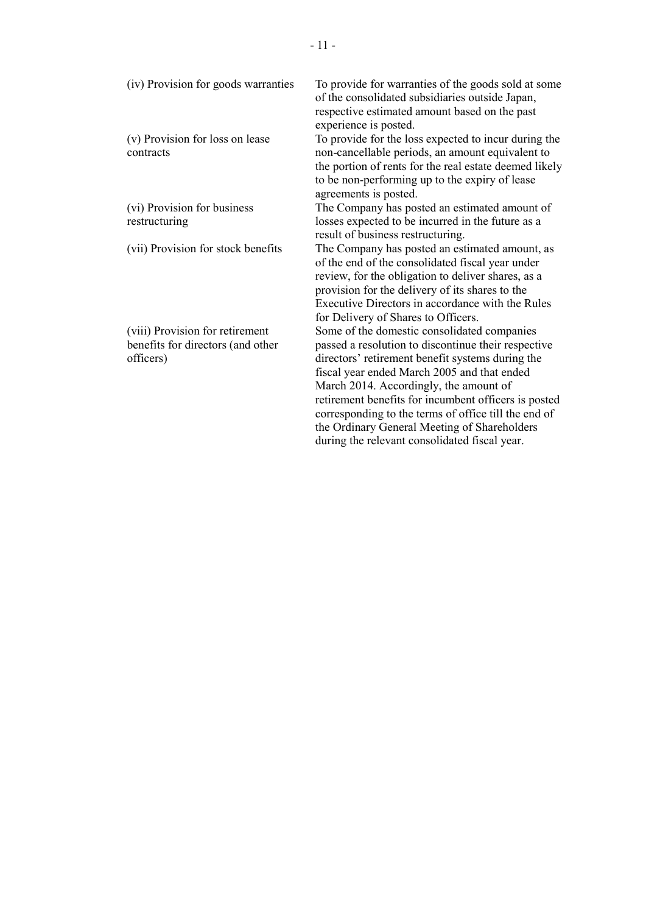| | |
|---|---|
| (iv) Provision for goods warranties | To provide for warranties of the goods sold at some of the consolidated subsidiaries outside Japan, respective estimated amount based on the past experience is posted. |
| (v) Provision for loss on lease contracts | To provide for the loss expected to incur during the non-cancellable periods, an amount equivalent to the portion of rents for the real estate deemed likely to be non-performing up to the expiry of lease agreements is posted. |
| (vi) Provision for business restructuring | The Company has posted an estimated amount of losses expected to be incurred in the future as a result of business restructuring. |
| (vii) Provision for stock benefits | The Company has posted an estimated amount, as of the end of the consolidated fiscal year under review, for the obligation to deliver shares, as a provision for the delivery of its shares to the Executive Directors in accordance with the Rules for Delivery of Shares to Officers. |
| (viii) Provision for retirement benefits for directors (and other officers) | Some of the domestic consolidated companies passed a resolution to discontinue their respective directors' retirement benefit systems during the fiscal year ended March 2005 and that ended March 2014. Accordingly, the amount of retirement benefits for incumbent officers is posted corresponding to the terms of office till the end of the Ordinary General Meeting of Shareholders during the relevant consolidated fiscal year. |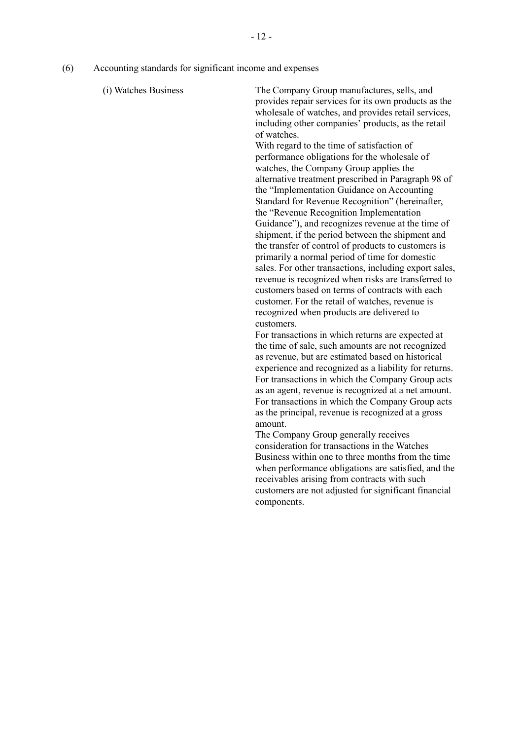(6) Accounting standards for significant income and expenses

(i) Watches Business

The Company Group manufactures, sells, and provides repair services for its own products as the wholesale of watches, and provides retail services, including other companies' products, as the retail of watches.

With regard to the time of satisfaction of performance obligations for the wholesale of watches, the Company Group applies the alternative treatment prescribed in Paragraph 98 of the "Implementation Guidance on Accounting Standard for Revenue Recognition" (hereinafter, the "Revenue Recognition Implementation Guidance"), and recognizes revenue at the time of shipment, if the period between the shipment and the transfer of control of products to customers is primarily a normal period of time for domestic sales. For other transactions, including export sales, revenue is recognized when risks are transferred to customers based on terms of contracts with each customer. For the retail of watches, revenue is recognized when products are delivered to customers.

For transactions in which returns are expected at the time of sale, such amounts are not recognized as revenue, but are estimated based on historical experience and recognized as a liability for returns. For transactions in which the Company Group acts as an agent, revenue is recognized at a net amount. For transactions in which the Company Group acts as the principal, revenue is recognized at a gross amount.

The Company Group generally receives consideration for transactions in the Watches Business within one to three months from the time when performance obligations are satisfied, and the receivables arising from contracts with such customers are not adjusted for significant financial components.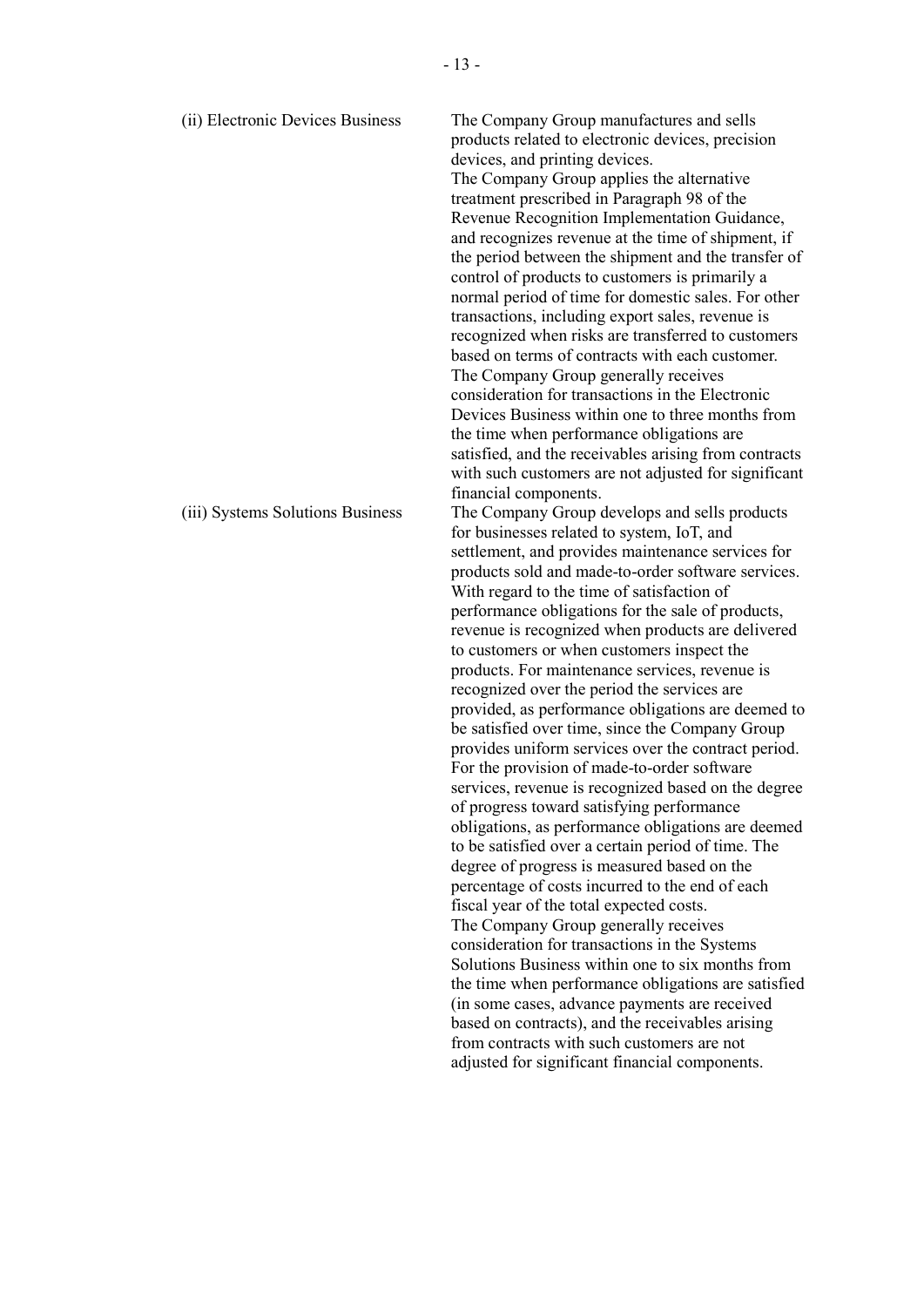(ii) Electronic Devices Business

The Company Group manufactures and sells products related to electronic devices, precision devices, and printing devices.

The Company Group applies the alternative treatment prescribed in Paragraph 98 of the Revenue Recognition Implementation Guidance, and recognizes revenue at the time of shipment, if the period between the shipment and the transfer of control of products to customers is primarily a normal period of time for domestic sales. For other transactions, including export sales, revenue is recognized when risks are transferred to customers based on terms of contracts with each customer.

The Company Group generally receives consideration for transactions in the Electronic Devices Business within one to three months from the time when performance obligations are satisfied, and the receivables arising from contracts with such customers are not adjusted for significant financial components.

(iii) Systems Solutions Business

The Company Group develops and sells products for businesses related to system, IoT, and settlement, and provides maintenance services for products sold and made-to-order software services. With regard to the time of satisfaction of performance obligations for the sale of products, revenue is recognized when products are delivered to customers or when customers inspect the products. For maintenance services, revenue is recognized over the period the services are provided, as performance obligations are deemed to be satisfied over time, since the Company Group provides uniform services over the contract period. For the provision of made-to-order software services, revenue is recognized based on the degree of progress toward satisfying performance obligations, as performance obligations are deemed to be satisfied over a certain period of time. The degree of progress is measured based on the percentage of costs incurred to the end of each fiscal year of the total expected costs.

The Company Group generally receives consideration for transactions in the Systems Solutions Business within one to six months from the time when performance obligations are satisfied (in some cases, advance payments are received based on contracts), and the receivables arising from contracts with such customers are not adjusted for significant financial components.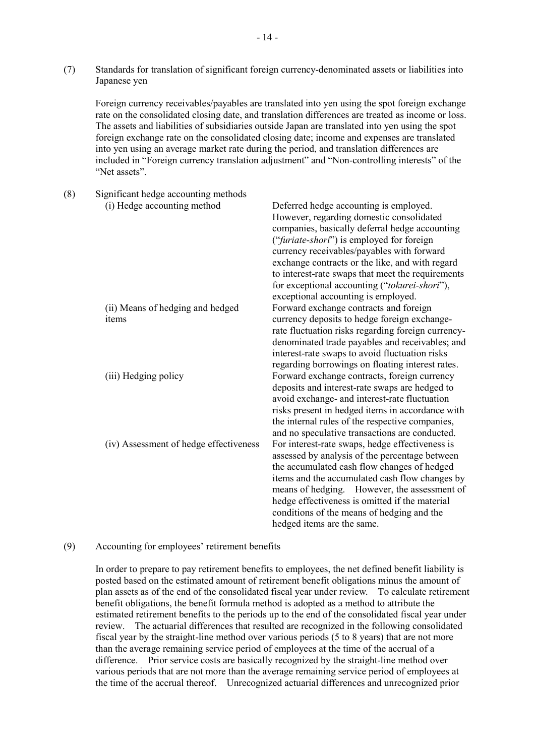(7) Standards for translation of significant foreign currency-denominated assets or liabilities into Japanese yen

Foreign currency receivables/payables are translated into yen using the spot foreign exchange rate on the consolidated closing date, and translation differences are treated as income or loss. The assets and liabilities of subsidiaries outside Japan are translated into yen using the spot foreign exchange rate on the consolidated closing date; income and expenses are translated into yen using an average market rate during the period, and translation differences are included in "Foreign currency translation adjustment" and "Non-controlling interests" of the "Net assets".

(8) Significant hedge accounting methods

| | |
|---|---|
| (i) Hedge accounting method | Deferred hedge accounting is employed. However, regarding domestic consolidated companies, basically deferral hedge accounting ("*furiate-shori*") is employed for foreign currency receivables/payables with forward exchange contracts or the like, and with regard to interest-rate swaps that meet the requirements for exceptional accounting ("*tokurei-shori*"), exceptional accounting is employed. |
| (ii) Means of hedging and hedged items | Forward exchange contracts and foreign currency deposits to hedge foreign exchange-rate fluctuation risks regarding foreign currency-denominated trade payables and receivables; and interest-rate swaps to avoid fluctuation risks regarding borrowings on floating interest rates. |
| (iii) Hedging policy | Forward exchange contracts, foreign currency deposits and interest-rate swaps are hedged to avoid exchange- and interest-rate fluctuation risks present in hedged items in accordance with the internal rules of the respective companies, and no speculative transactions are conducted. |
| (iv) Assessment of hedge effectiveness | For interest-rate swaps, hedge effectiveness is assessed by analysis of the percentage between the accumulated cash flow changes of hedged items and the accumulated cash flow changes by means of hedging. However, the assessment of hedge effectiveness is omitted if the material conditions of the means of hedging and the hedged items are the same. |

(9) Accounting for employees' retirement benefits

In order to prepare to pay retirement benefits to employees, the net defined benefit liability is posted based on the estimated amount of retirement benefit obligations minus the amount of plan assets as of the end of the consolidated fiscal year under review. To calculate retirement benefit obligations, the benefit formula method is adopted as a method to attribute the estimated retirement benefits to the periods up to the end of the consolidated fiscal year under review. The actuarial differences that resulted are recognized in the following consolidated fiscal year by the straight-line method over various periods (5 to 8 years) that are not more than the average remaining service period of employees at the time of the accrual of a difference. Prior service costs are basically recognized by the straight-line method over various periods that are not more than the average remaining service period of employees at the time of the accrual thereof. Unrecognized actuarial differences and unrecognized prior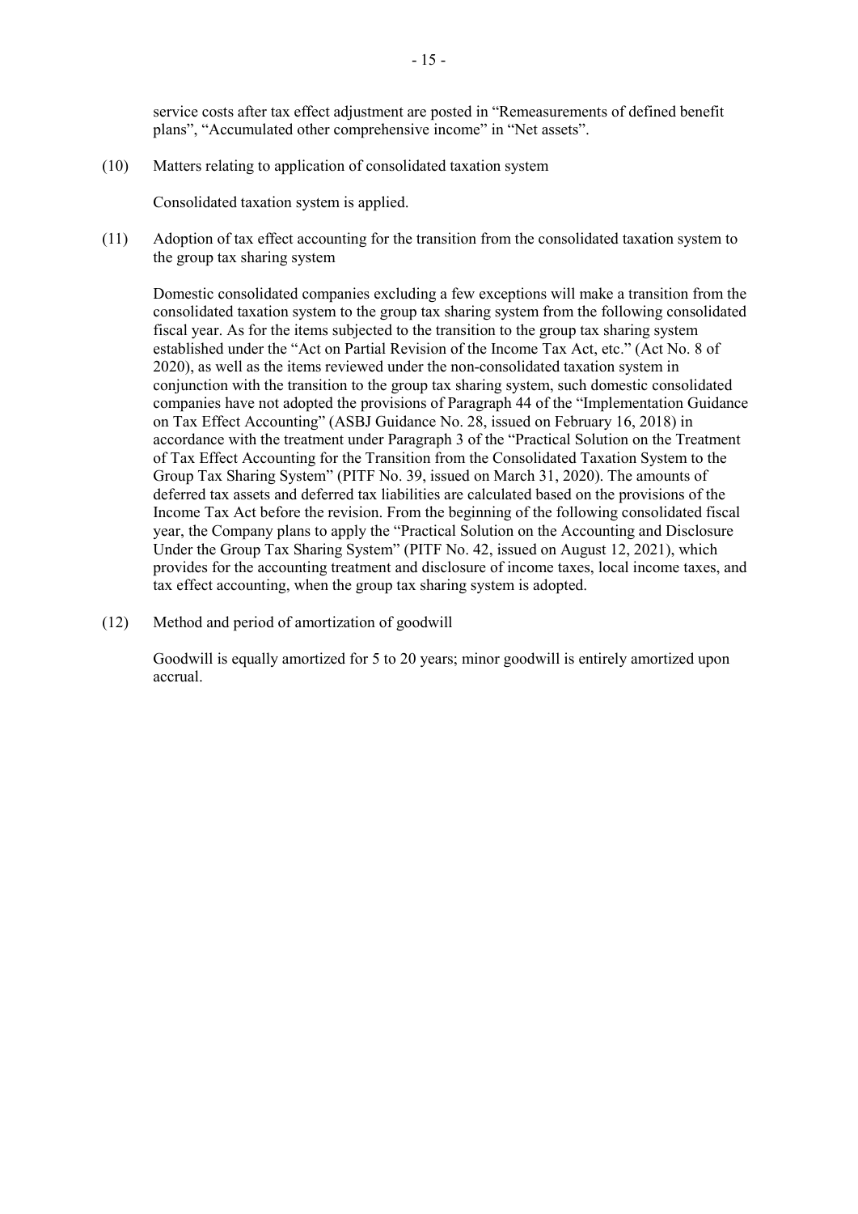service costs after tax effect adjustment are posted in "Remeasurements of defined benefit plans", "Accumulated other comprehensive income" in "Net assets".

(10) Matters relating to application of consolidated taxation system

Consolidated taxation system is applied.

(11) Adoption of tax effect accounting for the transition from the consolidated taxation system to the group tax sharing system

Domestic consolidated companies excluding a few exceptions will make a transition from the consolidated taxation system to the group tax sharing system from the following consolidated fiscal year. As for the items subjected to the transition to the group tax sharing system established under the "Act on Partial Revision of the Income Tax Act, etc." (Act No. 8 of 2020), as well as the items reviewed under the non-consolidated taxation system in conjunction with the transition to the group tax sharing system, such domestic consolidated companies have not adopted the provisions of Paragraph 44 of the "Implementation Guidance on Tax Effect Accounting" (ASBJ Guidance No. 28, issued on February 16, 2018) in accordance with the treatment under Paragraph 3 of the "Practical Solution on the Treatment of Tax Effect Accounting for the Transition from the Consolidated Taxation System to the Group Tax Sharing System" (PITF No. 39, issued on March 31, 2020). The amounts of deferred tax assets and deferred tax liabilities are calculated based on the provisions of the Income Tax Act before the revision. From the beginning of the following consolidated fiscal year, the Company plans to apply the "Practical Solution on the Accounting and Disclosure Under the Group Tax Sharing System" (PITF No. 42, issued on August 12, 2021), which provides for the accounting treatment and disclosure of income taxes, local income taxes, and tax effect accounting, when the group tax sharing system is adopted.

(12) Method and period of amortization of goodwill

Goodwill is equally amortized for 5 to 20 years; minor goodwill is entirely amortized upon accrual.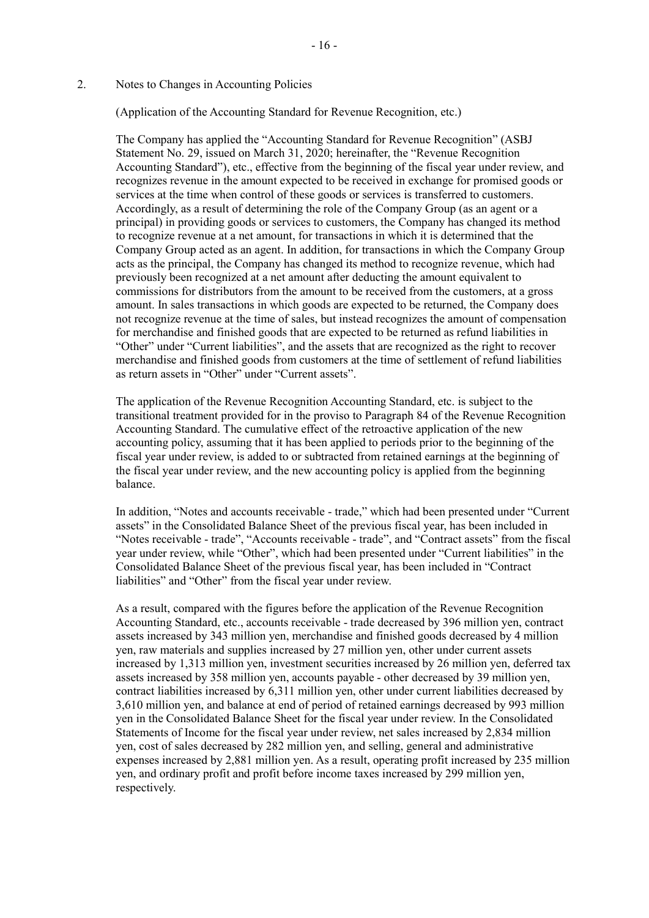## 2. Notes to Changes in Accounting Policies

(Application of the Accounting Standard for Revenue Recognition, etc.)

The Company has applied the "Accounting Standard for Revenue Recognition" (ASBJ Statement No. 29, issued on March 31, 2020; hereinafter, the "Revenue Recognition Accounting Standard"), etc., effective from the beginning of the fiscal year under review, and recognizes revenue in the amount expected to be received in exchange for promised goods or services at the time when control of these goods or services is transferred to customers. Accordingly, as a result of determining the role of the Company Group (as an agent or a principal) in providing goods or services to customers, the Company has changed its method to recognize revenue at a net amount, for transactions in which it is determined that the Company Group acted as an agent. In addition, for transactions in which the Company Group acts as the principal, the Company has changed its method to recognize revenue, which had previously been recognized at a net amount after deducting the amount equivalent to commissions for distributors from the amount to be received from the customers, at a gross amount. In sales transactions in which goods are expected to be returned, the Company does not recognize revenue at the time of sales, but instead recognizes the amount of compensation for merchandise and finished goods that are expected to be returned as refund liabilities in "Other" under "Current liabilities", and the assets that are recognized as the right to recover merchandise and finished goods from customers at the time of settlement of refund liabilities as return assets in "Other" under "Current assets".

The application of the Revenue Recognition Accounting Standard, etc. is subject to the transitional treatment provided for in the proviso to Paragraph 84 of the Revenue Recognition Accounting Standard. The cumulative effect of the retroactive application of the new accounting policy, assuming that it has been applied to periods prior to the beginning of the fiscal year under review, is added to or subtracted from retained earnings at the beginning of the fiscal year under review, and the new accounting policy is applied from the beginning balance.

In addition, "Notes and accounts receivable - trade," which had been presented under "Current assets" in the Consolidated Balance Sheet of the previous fiscal year, has been included in "Notes receivable - trade", "Accounts receivable - trade", and "Contract assets" from the fiscal year under review, while "Other", which had been presented under "Current liabilities" in the Consolidated Balance Sheet of the previous fiscal year, has been included in "Contract liabilities" and "Other" from the fiscal year under review.

As a result, compared with the figures before the application of the Revenue Recognition Accounting Standard, etc., accounts receivable - trade decreased by 396 million yen, contract assets increased by 343 million yen, merchandise and finished goods decreased by 4 million yen, raw materials and supplies increased by 27 million yen, other under current assets increased by 1,313 million yen, investment securities increased by 26 million yen, deferred tax assets increased by 358 million yen, accounts payable - other decreased by 39 million yen, contract liabilities increased by 6,311 million yen, other under current liabilities decreased by 3,610 million yen, and balance at end of period of retained earnings decreased by 993 million yen in the Consolidated Balance Sheet for the fiscal year under review. In the Consolidated Statements of Income for the fiscal year under review, net sales increased by 2,834 million yen, cost of sales decreased by 282 million yen, and selling, general and administrative expenses increased by 2,881 million yen. As a result, operating profit increased by 235 million yen, and ordinary profit and profit before income taxes increased by 299 million yen, respectively.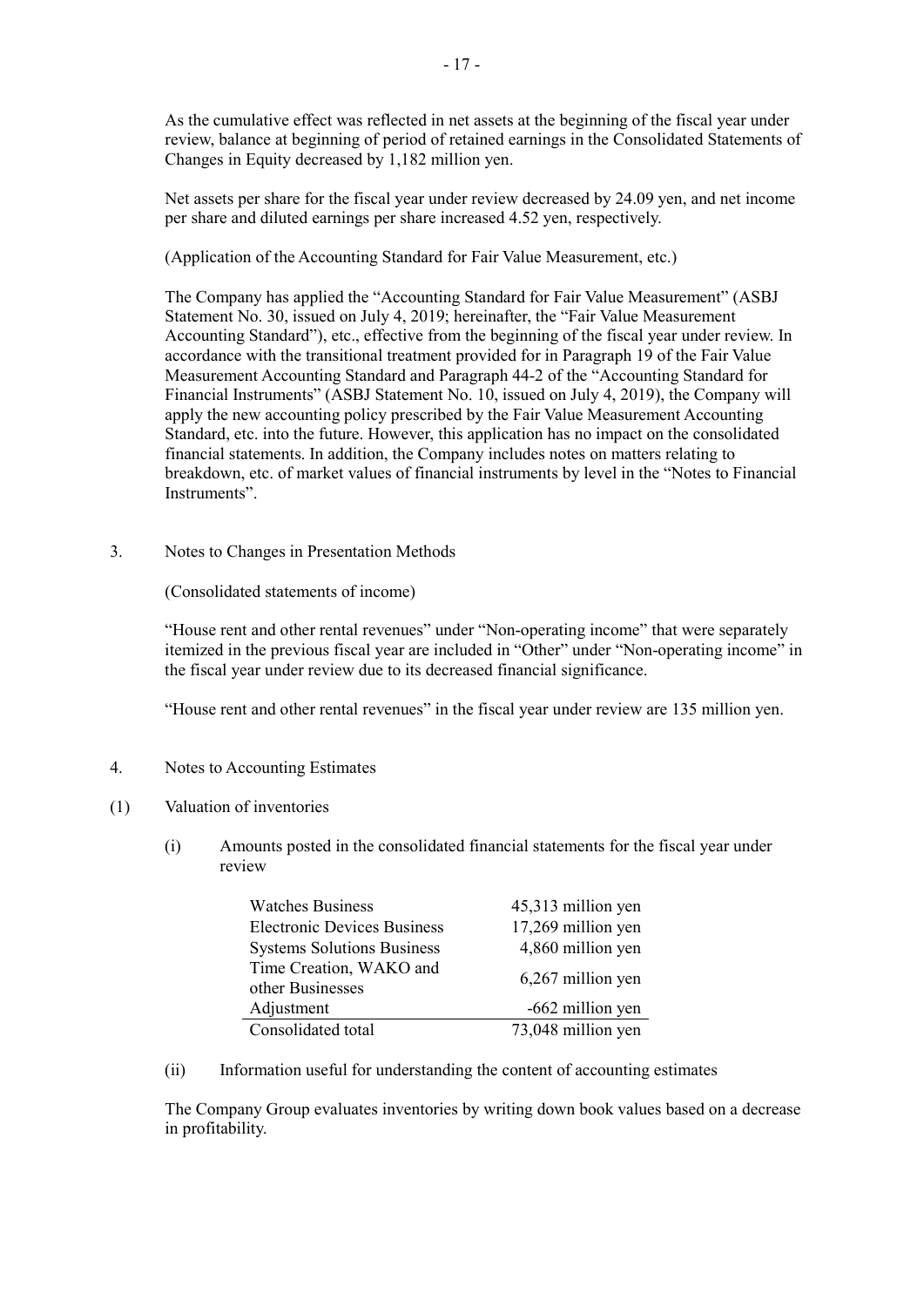As the cumulative effect was reflected in net assets at the beginning of the fiscal year under review, balance at beginning of period of retained earnings in the Consolidated Statements of Changes in Equity decreased by 1,182 million yen.

Net assets per share for the fiscal year under review decreased by 24.09 yen, and net income per share and diluted earnings per share increased 4.52 yen, respectively.

(Application of the Accounting Standard for Fair Value Measurement, etc.)

The Company has applied the "Accounting Standard for Fair Value Measurement" (ASBJ Statement No. 30, issued on July 4, 2019; hereinafter, the "Fair Value Measurement Accounting Standard"), etc., effective from the beginning of the fiscal year under review. In accordance with the transitional treatment provided for in Paragraph 19 of the Fair Value Measurement Accounting Standard and Paragraph 44-2 of the "Accounting Standard for Financial Instruments" (ASBJ Statement No. 10, issued on July 4, 2019), the Company will apply the new accounting policy prescribed by the Fair Value Measurement Accounting Standard, etc. into the future. However, this application has no impact on the consolidated financial statements. In addition, the Company includes notes on matters relating to breakdown, etc. of market values of financial instruments by level in the "Notes to Financial Instruments".

## 3. Notes to Changes in Presentation Methods

(Consolidated statements of income)

"House rent and other rental revenues" under "Non-operating income" that were separately itemized in the previous fiscal year are included in "Other" under "Non-operating income" in the fiscal year under review due to its decreased financial significance.

"House rent and other rental revenues" in the fiscal year under review are 135 million yen.

## 4. Notes to Accounting Estimates

### (1) Valuation of inventories

(i) Amounts posted in the consolidated financial statements for the fiscal year under review

| | |
|---|---|
| Watches Business | 45,313 million yen |
| Electronic Devices Business | 17,269 million yen |
| Systems Solutions Business | 4,860 million yen |
| Time Creation, WAKO and other Businesses | 6,267 million yen |
| Adjustment | -662 million yen |
| Consolidated total | 73,048 million yen |

(ii) Information useful for understanding the content of accounting estimates

The Company Group evaluates inventories by writing down book values based on a decrease in profitability.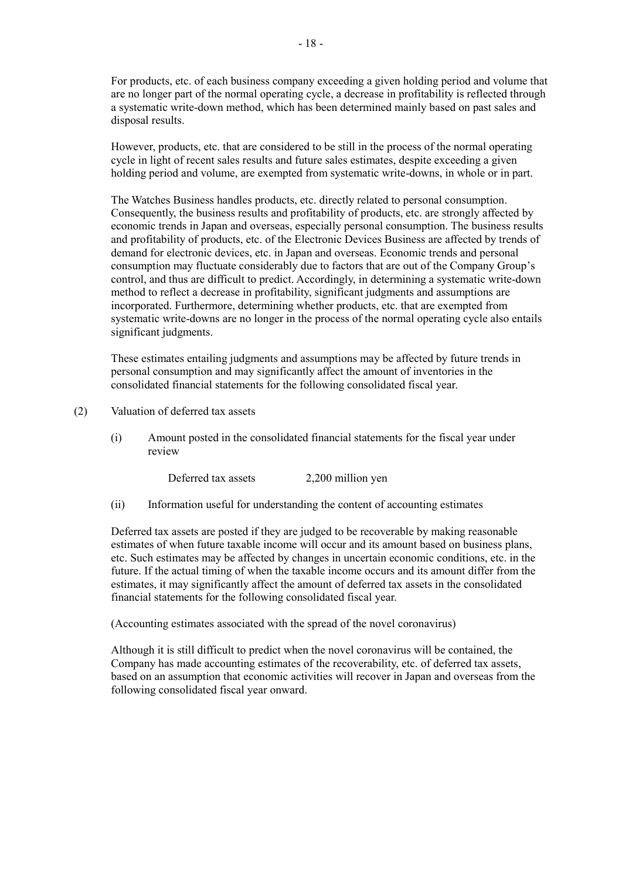For products, etc. of each business company exceeding a given holding period and volume that are no longer part of the normal operating cycle, a decrease in profitability is reflected through a systematic write-down method, which has been determined mainly based on past sales and disposal results.

However, products, etc. that are considered to be still in the process of the normal operating cycle in light of recent sales results and future sales estimates, despite exceeding a given holding period and volume, are exempted from systematic write-downs, in whole or in part.

The Watches Business handles products, etc. directly related to personal consumption. Consequently, the business results and profitability of products, etc. are strongly affected by economic trends in Japan and overseas, especially personal consumption. The business results and profitability of products, etc. of the Electronic Devices Business are affected by trends of demand for electronic devices, etc. in Japan and overseas. Economic trends and personal consumption may fluctuate considerably due to factors that are out of the Company Group's control, and thus are difficult to predict. Accordingly, in determining a systematic write-down method to reflect a decrease in profitability, significant judgments and assumptions are incorporated. Furthermore, determining whether products, etc. that are exempted from systematic write-downs are no longer in the process of the normal operating cycle also entails significant judgments.

These estimates entailing judgments and assumptions may be affected by future trends in personal consumption and may significantly affect the amount of inventories in the consolidated financial statements for the following consolidated fiscal year.

(2) Valuation of deferred tax assets

(i) Amount posted in the consolidated financial statements for the fiscal year under review

Deferred tax assets 2,200 million yen

(ii) Information useful for understanding the content of accounting estimates

Deferred tax assets are posted if they are judged to be recoverable by making reasonable estimates of when future taxable income will occur and its amount based on business plans, etc. Such estimates may be affected by changes in uncertain economic conditions, etc. in the future. If the actual timing of when the taxable income occurs and its amount differ from the estimates, it may significantly affect the amount of deferred tax assets in the consolidated financial statements for the following consolidated fiscal year.

(Accounting estimates associated with the spread of the novel coronavirus)

Although it is still difficult to predict when the novel coronavirus will be contained, the Company has made accounting estimates of the recoverability, etc. of deferred tax assets, based on an assumption that economic activities will recover in Japan and overseas from the following consolidated fiscal year onward.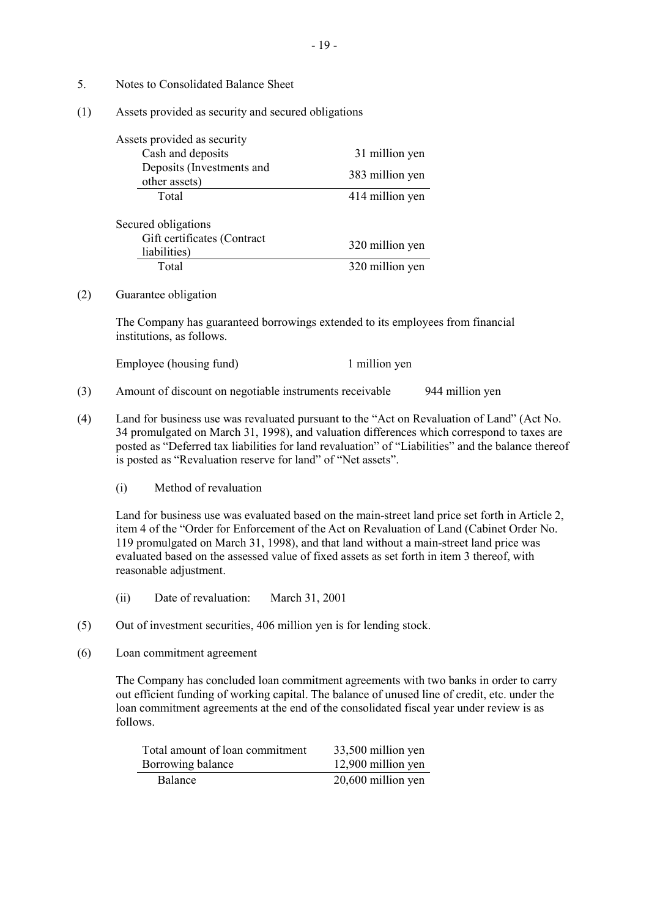## 5. Notes to Consolidated Balance Sheet

### (1) Assets provided as security and secured obligations

| Assets provided as security | |
|---|---|
| Cash and deposits | 31 million yen |
| Deposits (Investments and other assets) | 383 million yen |
| Total | 414 million yen |

| Secured obligations | |
|---|---|
| Gift certificates (Contract liabilities) | 320 million yen |
| Total | 320 million yen |

### (2) Guarantee obligation

The Company has guaranteed borrowings extended to its employees from financial institutions, as follows.

Employee (housing fund) 1 million yen

### (3) Amount of discount on negotiable instruments receivable 944 million yen

### (4) Land for business use was revaluated pursuant to the "Act on Revaluation of Land" (Act No. 34 promulgated on March 31, 1998), and valuation differences which correspond to taxes are posted as "Deferred tax liabilities for land revaluation" of "Liabilities" and the balance thereof is posted as "Revaluation reserve for land" of "Net assets".

(i) Method of revaluation

Land for business use was evaluated based on the main-street land price set forth in Article 2, item 4 of the "Order for Enforcement of the Act on Revaluation of Land (Cabinet Order No. 119 promulgated on March 31, 1998), and that land without a main-street land price was evaluated based on the assessed value of fixed assets as set forth in item 3 thereof, with reasonable adjustment.

(ii) Date of revaluation: March 31, 2001

### (5) Out of investment securities, 406 million yen is for lending stock.

### (6) Loan commitment agreement

The Company has concluded loan commitment agreements with two banks in order to carry out efficient funding of working capital. The balance of unused line of credit, etc. under the loan commitment agreements at the end of the consolidated fiscal year under review is as follows.

| | |
|---|---|
| Total amount of loan commitment | 33,500 million yen |
| Borrowing balance | 12,900 million yen |
| Balance | 20,600 million yen |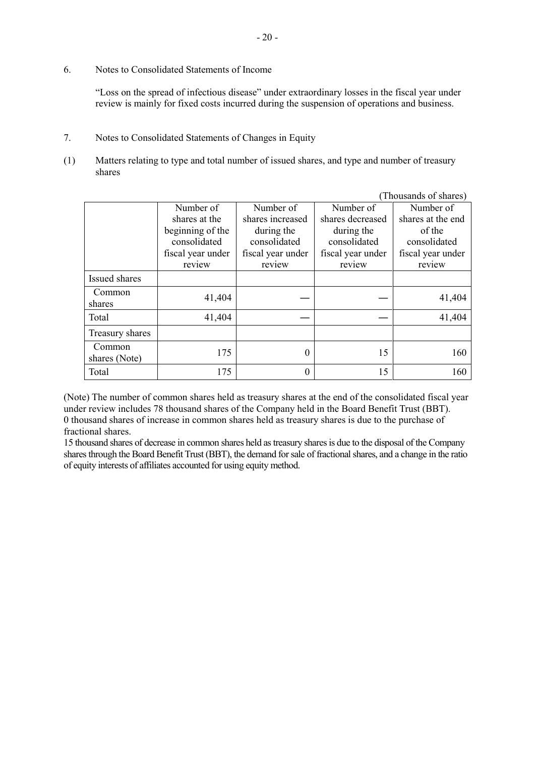## 6. Notes to Consolidated Statements of Income

"Loss on the spread of infectious disease" under extraordinary losses in the fiscal year under review is mainly for fixed costs incurred during the suspension of operations and business.

## 7. Notes to Consolidated Statements of Changes in Equity

### (1) Matters relating to type and total number of issued shares, and type and number of treasury shares

(Thousands of shares)

| | Number of shares at the beginning of the consolidated fiscal year under review | Number of shares increased during the consolidated fiscal year under review | Number of shares decreased during the consolidated fiscal year under review | Number of shares at the end of the consolidated fiscal year under review |
|---|---|---|---|---|
| Issued shares | | | | |
| Common shares | 41,404 | — | — | 41,404 |
| Total | 41,404 | — | — | 41,404 |
| Treasury shares | | | | |
| Common shares (Note) | 175 | 0 | 15 | 160 |
| Total | 175 | 0 | 15 | 160 |

(Note) The number of common shares held as treasury shares at the end of the consolidated fiscal year under review includes 78 thousand shares of the Company held in the Board Benefit Trust (BBT).
0 thousand shares of increase in common shares held as treasury shares is due to the purchase of fractional shares.
15 thousand shares of decrease in common shares held as treasury shares is due to the disposal of the Company shares through the Board Benefit Trust (BBT), the demand for sale of fractional shares, and a change in the ratio of equity interests of affiliates accounted for using equity method.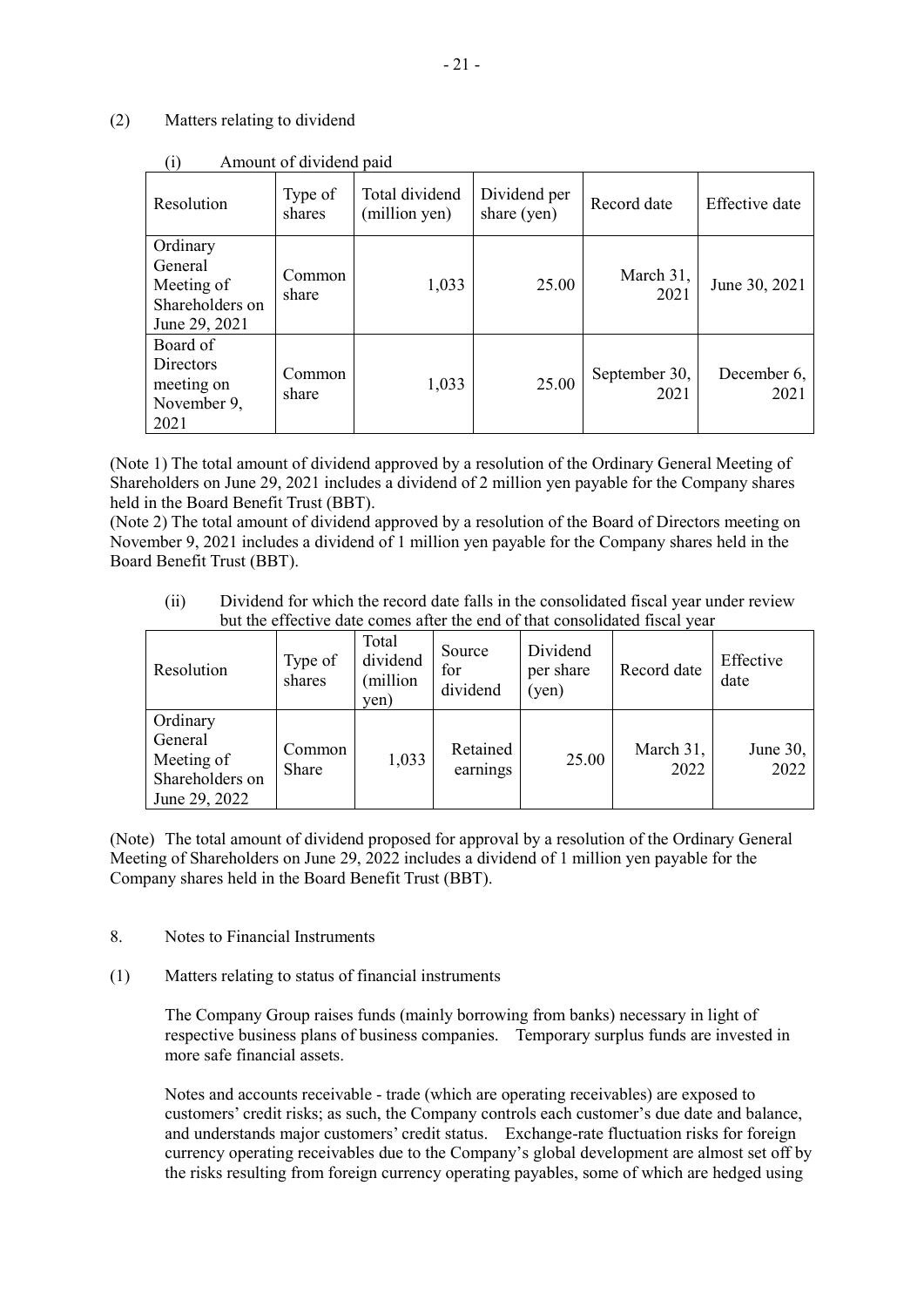(2) Matters relating to dividend

(i) Amount of dividend paid

| Resolution | Type of shares | Total dividend (million yen) | Dividend per share (yen) | Record date | Effective date |
|---|---|---|---|---|---|
| Ordinary General Meeting of Shareholders on June 29, 2021 | Common share | 1,033 | 25.00 | March 31, 2021 | June 30, 2021 |
| Board of Directors meeting on November 9, 2021 | Common share | 1,033 | 25.00 | September 30, 2021 | December 6, 2021 |

(Note 1) The total amount of dividend approved by a resolution of the Ordinary General Meeting of Shareholders on June 29, 2021 includes a dividend of 2 million yen payable for the Company shares held in the Board Benefit Trust (BBT).
(Note 2) The total amount of dividend approved by a resolution of the Board of Directors meeting on November 9, 2021 includes a dividend of 1 million yen payable for the Company shares held in the Board Benefit Trust (BBT).

(ii) Dividend for which the record date falls in the consolidated fiscal year under review but the effective date comes after the end of that consolidated fiscal year

| Resolution | Type of shares | Total dividend (million yen) | Source for dividend | Dividend per share (yen) | Record date | Effective date |
|---|---|---|---|---|---|---|
| Ordinary General Meeting of Shareholders on June 29, 2022 | Common Share | 1,033 | Retained earnings | 25.00 | March 31, 2022 | June 30, 2022 |

(Note) The total amount of dividend proposed for approval by a resolution of the Ordinary General Meeting of Shareholders on June 29, 2022 includes a dividend of 1 million yen payable for the Company shares held in the Board Benefit Trust (BBT).

## 8. Notes to Financial Instruments

(1) Matters relating to status of financial instruments

The Company Group raises funds (mainly borrowing from banks) necessary in light of respective business plans of business companies. Temporary surplus funds are invested in more safe financial assets.

Notes and accounts receivable - trade (which are operating receivables) are exposed to customers' credit risks; as such, the Company controls each customer's due date and balance, and understands major customers' credit status. Exchange-rate fluctuation risks for foreign currency operating receivables due to the Company's global development are almost set off by the risks resulting from foreign currency operating payables, some of which are hedged using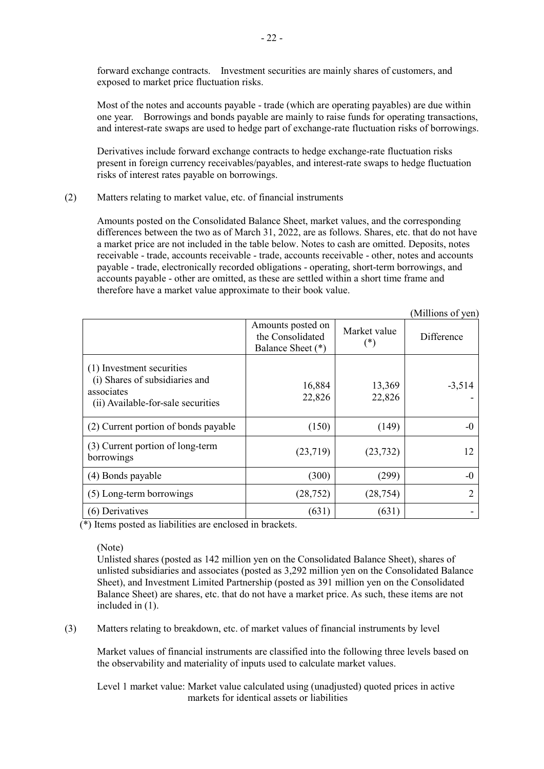forward exchange contracts. Investment securities are mainly shares of customers, and exposed to market price fluctuation risks.

Most of the notes and accounts payable - trade (which are operating payables) are due within one year. Borrowings and bonds payable are mainly to raise funds for operating transactions, and interest-rate swaps are used to hedge part of exchange-rate fluctuation risks of borrowings.

Derivatives include forward exchange contracts to hedge exchange-rate fluctuation risks present in foreign currency receivables/payables, and interest-rate swaps to hedge fluctuation risks of interest rates payable on borrowings.

(2) Matters relating to market value, etc. of financial instruments

Amounts posted on the Consolidated Balance Sheet, market values, and the corresponding differences between the two as of March 31, 2022, are as follows. Shares, etc. that do not have a market price are not included in the table below. Notes to cash are omitted. Deposits, notes receivable - trade, accounts receivable - trade, accounts receivable - other, notes and accounts payable - trade, electronically recorded obligations - operating, short-term borrowings, and accounts payable - other are omitted, as these are settled within a short time frame and therefore have a market value approximate to their book value.

(Millions of yen)

| | Amounts posted on the Consolidated Balance Sheet (*) | Market value (*) | Difference |
|---|---|---|---|
| (1) Investment securities | | | |
| (i) Shares of subsidiaries and associates | 16,884 | 13,369 | -3,514 |
| (ii) Available-for-sale securities | 22,826 | 22,826 | - |
| (2) Current portion of bonds payable | (150) | (149) | -0 |
| (3) Current portion of long-term borrowings | (23,719) | (23,732) | 12 |
| (4) Bonds payable | (300) | (299) | -0 |
| (5) Long-term borrowings | (28,752) | (28,754) | 2 |
| (6) Derivatives | (631) | (631) | - |

(*) Items posted as liabilities are enclosed in brackets.

(Note)
Unlisted shares (posted as 142 million yen on the Consolidated Balance Sheet), shares of unlisted subsidiaries and associates (posted as 3,292 million yen on the Consolidated Balance Sheet), and Investment Limited Partnership (posted as 391 million yen on the Consolidated Balance Sheet) are shares, etc. that do not have a market price. As such, these items are not included in (1).

(3) Matters relating to breakdown, etc. of market values of financial instruments by level

Market values of financial instruments are classified into the following three levels based on the observability and materiality of inputs used to calculate market values.

Level 1 market value: Market value calculated using (unadjusted) quoted prices in active markets for identical assets or liabilities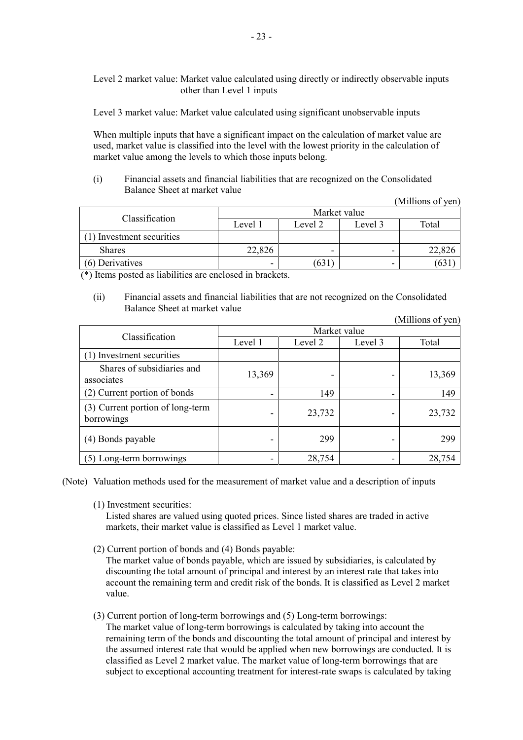Level 2 market value: Market value calculated using directly or indirectly observable inputs other than Level 1 inputs

Level 3 market value: Market value calculated using significant unobservable inputs

When multiple inputs that have a significant impact on the calculation of market value are used, market value is classified into the level with the lowest priority in the calculation of market value among the levels to which those inputs belong.

(i) Financial assets and financial liabilities that are recognized on the Consolidated Balance Sheet at market value

(Millions of yen)

| Classification | Market value | | | |
|---|---|---|---|---|
| | Level 1 | Level 2 | Level 3 | Total |
| (1) Investment securities | | | | |
| Shares | 22,826 | - | - | 22,826 |
| (6) Derivatives | - | (631) | - | (631) |

(*) Items posted as liabilities are enclosed in brackets.

(ii) Financial assets and financial liabilities that are not recognized on the Consolidated Balance Sheet at market value

(Millions of yen)

| Classification | Market value | | | |
|---|---|---|---|---|
| | Level 1 | Level 2 | Level 3 | Total |
| (1) Investment securities | | | | |
| Shares of subsidiaries and associates | 13,369 | - | - | 13,369 |
| (2) Current portion of bonds | - | 149 | - | 149 |
| (3) Current portion of long-term borrowings | - | 23,732 | - | 23,732 |
| (4) Bonds payable | - | 299 | - | 299 |
| (5) Long-term borrowings | - | 28,754 | - | 28,754 |

(Note) Valuation methods used for the measurement of market value and a description of inputs

(1) Investment securities:
Listed shares are valued using quoted prices. Since listed shares are traded in active markets, their market value is classified as Level 1 market value.

(2) Current portion of bonds and (4) Bonds payable:
The market value of bonds payable, which are issued by subsidiaries, is calculated by discounting the total amount of principal and interest by an interest rate that takes into account the remaining term and credit risk of the bonds. It is classified as Level 2 market value.

(3) Current portion of long-term borrowings and (5) Long-term borrowings:
The market value of long-term borrowings is calculated by taking into account the remaining term of the bonds and discounting the total amount of principal and interest by the assumed interest rate that would be applied when new borrowings are conducted. It is classified as Level 2 market value. The market value of long-term borrowings that are subject to exceptional accounting treatment for interest-rate swaps is calculated by taking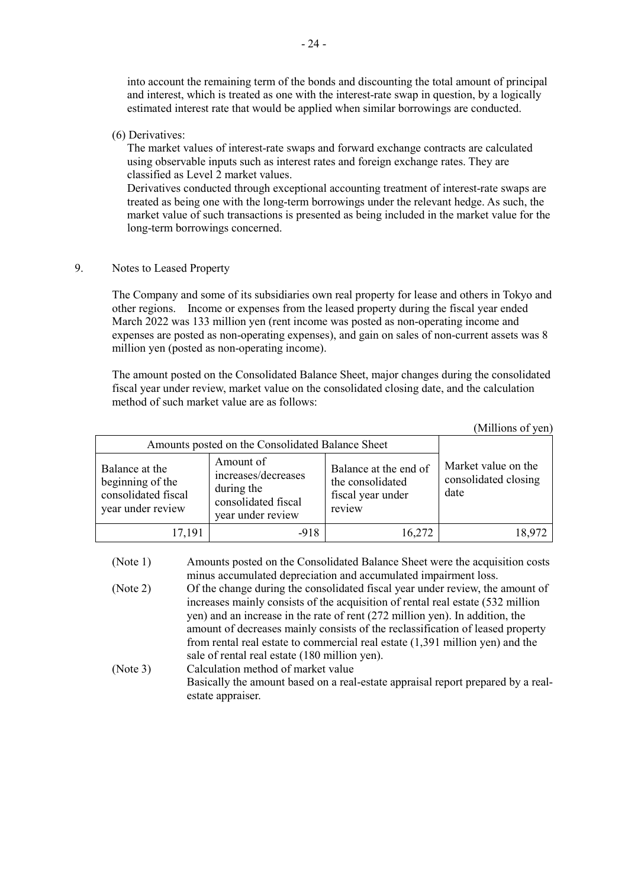into account the remaining term of the bonds and discounting the total amount of principal and interest, which is treated as one with the interest-rate swap in question, by a logically estimated interest rate that would be applied when similar borrowings are conducted.

(6) Derivatives:

The market values of interest-rate swaps and forward exchange contracts are calculated using observable inputs such as interest rates and foreign exchange rates. They are classified as Level 2 market values.

Derivatives conducted through exceptional accounting treatment of interest-rate swaps are treated as being one with the long-term borrowings under the relevant hedge. As such, the market value of such transactions is presented as being included in the market value for the long-term borrowings concerned.

9. Notes to Leased Property

The Company and some of its subsidiaries own real property for lease and others in Tokyo and other regions. Income or expenses from the leased property during the fiscal year ended March 2022 was 133 million yen (rent income was posted as non-operating income and expenses are posted as non-operating expenses), and gain on sales of non-current assets was 8 million yen (posted as non-operating income).

The amount posted on the Consolidated Balance Sheet, major changes during the consolidated fiscal year under review, market value on the consolidated closing date, and the calculation method of such market value are as follows:

(Millions of yen)

| Amounts posted on the Consolidated Balance Sheet | | | Market value on the consolidated closing date |
|---|---|---|---|
| Balance at the beginning of the consolidated fiscal year under review | Amount of increases/decreases during the consolidated fiscal year under review | Balance at the end of the consolidated fiscal year under review | |
| 17,191 | -918 | 16,272 | 18,972 |

(Note 1) Amounts posted on the Consolidated Balance Sheet were the acquisition costs minus accumulated depreciation and accumulated impairment loss.

(Note 2) Of the change during the consolidated fiscal year under review, the amount of increases mainly consists of the acquisition of rental real estate (532 million yen) and an increase in the rate of rent (272 million yen). In addition, the amount of decreases mainly consists of the reclassification of leased property from rental real estate to commercial real estate (1,391 million yen) and the sale of rental real estate (180 million yen).

(Note 3) Calculation method of market value
Basically the amount based on a real-estate appraisal report prepared by a real-estate appraiser.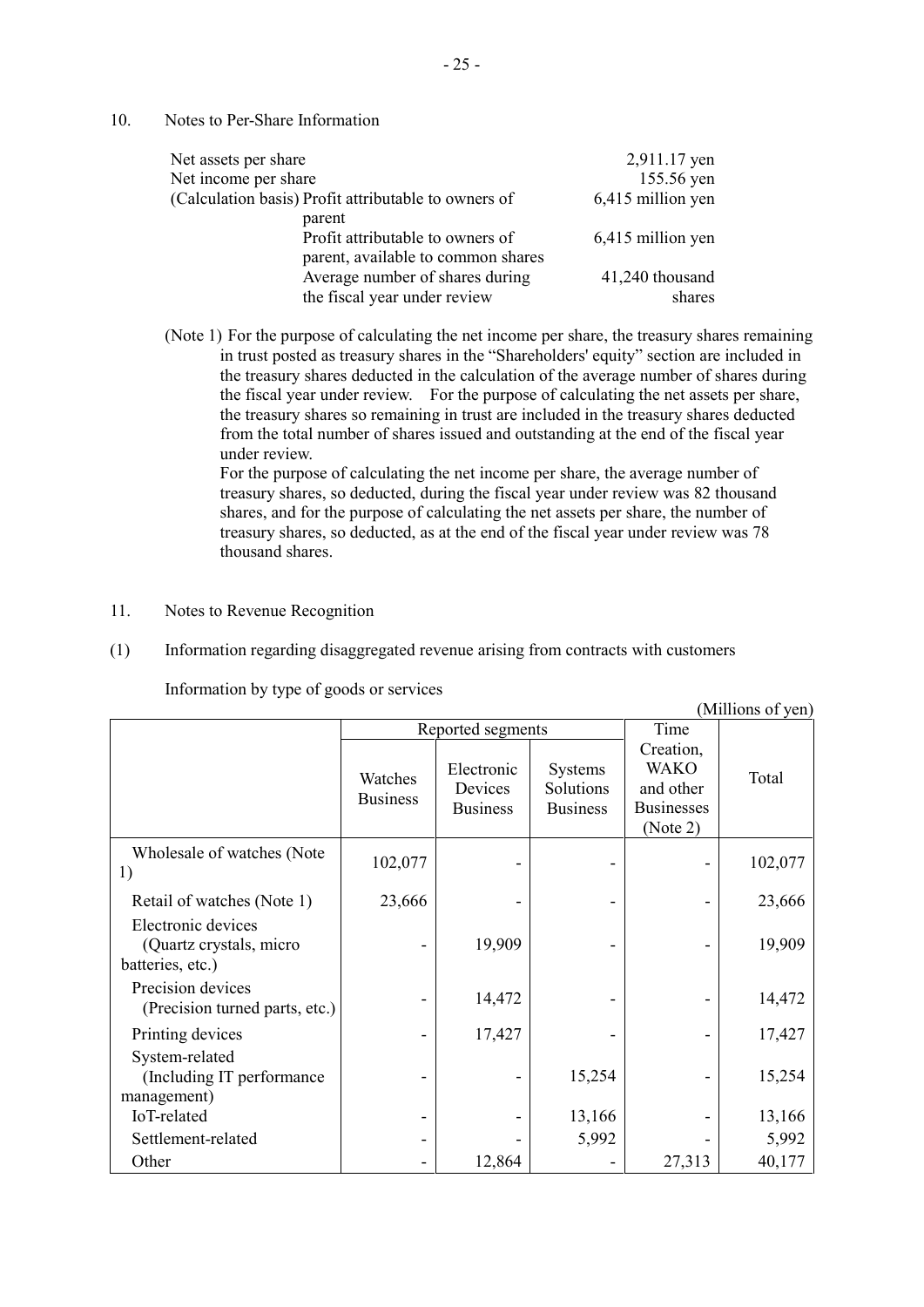## 10. Notes to Per-Share Information

| | |
|---|---|
| Net assets per share | 2,911.17 yen |
| Net income per share | 155.56 yen |
| (Calculation basis) Profit attributable to owners of parent | 6,415 million yen |
| Profit attributable to owners of parent, available to common shares | 6,415 million yen |
| Average number of shares during the fiscal year under review | 41,240 thousand shares |

(Note 1) For the purpose of calculating the net income per share, the treasury shares remaining in trust posted as treasury shares in the "Shareholders' equity" section are included in the treasury shares deducted in the calculation of the average number of shares during the fiscal year under review. For the purpose of calculating the net assets per share, the treasury shares so remaining in trust are included in the treasury shares deducted from the total number of shares issued and outstanding at the end of the fiscal year under review.

For the purpose of calculating the net income per share, the average number of treasury shares, so deducted, during the fiscal year under review was 82 thousand shares, and for the purpose of calculating the net assets per share, the number of treasury shares, so deducted, as at the end of the fiscal year under review was 78 thousand shares.

## 11. Notes to Revenue Recognition

(1) Information regarding disaggregated revenue arising from contracts with customers

Information by type of goods or services

(Millions of yen)

| | Reported segments | | | Time Creation, WAKO and other Businesses (Note 2) | Total |
|---|---|---|---|---|---|
| | Watches Business | Electronic Devices Business | Systems Solutions Business | | |
| Wholesale of watches (Note 1) | 102,077 | - | - | - | 102,077 |
| Retail of watches (Note 1) | 23,666 | - | - | - | 23,666 |
| Electronic devices (Quartz crystals, micro batteries, etc.) | - | 19,909 | - | - | 19,909 |
| Precision devices (Precision turned parts, etc.) | - | 14,472 | - | - | 14,472 |
| Printing devices | - | 17,427 | - | - | 17,427 |
| System-related (Including IT performance management) | - | - | 15,254 | - | 15,254 |
| IoT-related | - | - | 13,166 | - | 13,166 |
| Settlement-related | - | - | 5,992 | - | 5,992 |
| Other | - | 12,864 | - | 27,313 | 40,177 |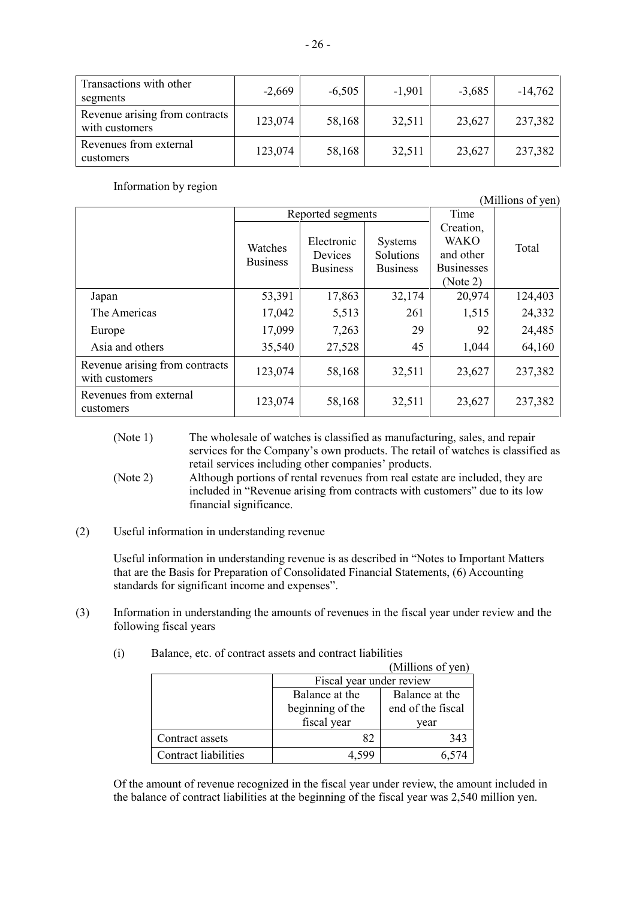| Transactions with other segments | -2,669 | -6,505 | -1,901 | -3,685 | -14,762 |
|---|---|---|---|---|---|
| Revenue arising from contracts with customers | 123,074 | 58,168 | 32,511 | 23,627 | 237,382 |
| Revenues from external customers | 123,074 | 58,168 | 32,511 | 23,627 | 237,382 |

Information by region

(Millions of yen)

| | Reported segments | | | Time Creation, WAKO and other Businesses (Note 2) | Total |
|---|---|---|---|---|---|
| | Watches Business | Electronic Devices Business | Systems Solutions Business | | |
| Japan | 53,391 | 17,863 | 32,174 | 20,974 | 124,403 |
| The Americas | 17,042 | 5,513 | 261 | 1,515 | 24,332 |
| Europe | 17,099 | 7,263 | 29 | 92 | 24,485 |
| Asia and others | 35,540 | 27,528 | 45 | 1,044 | 64,160 |
| Revenue arising from contracts with customers | 123,074 | 58,168 | 32,511 | 23,627 | 237,382 |
| Revenues from external customers | 123,074 | 58,168 | 32,511 | 23,627 | 237,382 |

(Note 1) The wholesale of watches is classified as manufacturing, sales, and repair services for the Company's own products. The retail of watches is classified as retail services including other companies' products.

(Note 2) Although portions of rental revenues from real estate are included, they are included in "Revenue arising from contracts with customers" due to its low financial significance.

(2) Useful information in understanding revenue

Useful information in understanding revenue is as described in "Notes to Important Matters that are the Basis for Preparation of Consolidated Financial Statements, (6) Accounting standards for significant income and expenses".

(3) Information in understanding the amounts of revenues in the fiscal year under review and the following fiscal years

(i) Balance, etc. of contract assets and contract liabilities

(Millions of yen)

| | Fiscal year under review | |
|---|---|---|
| | Balance at the beginning of the fiscal year | Balance at the end of the fiscal year |
| Contract assets | 82 | 343 |
| Contract liabilities | 4,599 | 6,574 |

Of the amount of revenue recognized in the fiscal year under review, the amount included in the balance of contract liabilities at the beginning of the fiscal year was 2,540 million yen.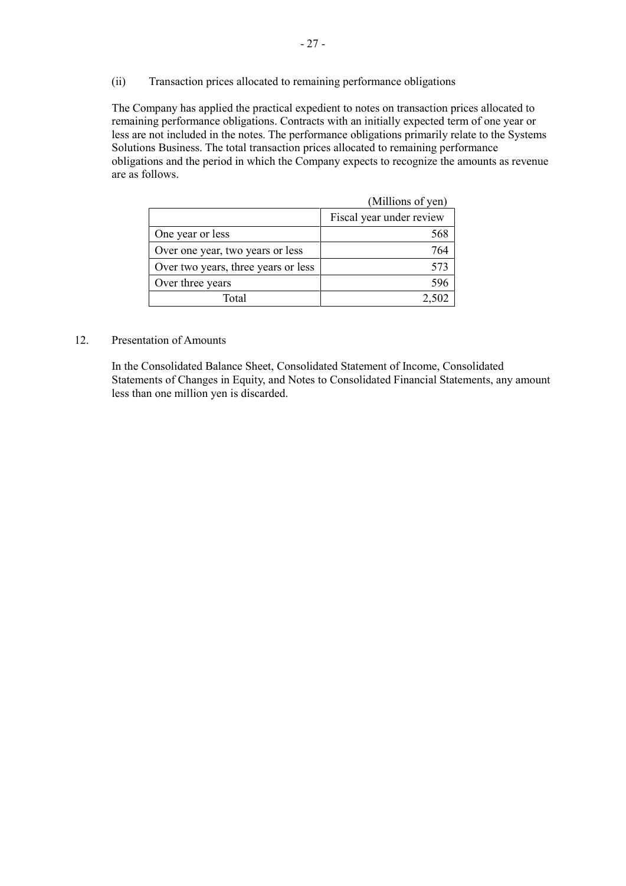(ii) Transaction prices allocated to remaining performance obligations

The Company has applied the practical expedient to notes on transaction prices allocated to remaining performance obligations. Contracts with an initially expected term of one year or less are not included in the notes. The performance obligations primarily relate to the Systems Solutions Business. The total transaction prices allocated to remaining performance obligations and the period in which the Company expects to recognize the amounts as revenue are as follows.

(Millions of yen)

| | Fiscal year under review |
|---|---|
| One year or less | 568 |
| Over one year, two years or less | 764 |
| Over two years, three years or less | 573 |
| Over three years | 596 |
| Total | 2,502 |

12. Presentation of Amounts

In the Consolidated Balance Sheet, Consolidated Statement of Income, Consolidated Statements of Changes in Equity, and Notes to Consolidated Financial Statements, any amount less than one million yen is discarded.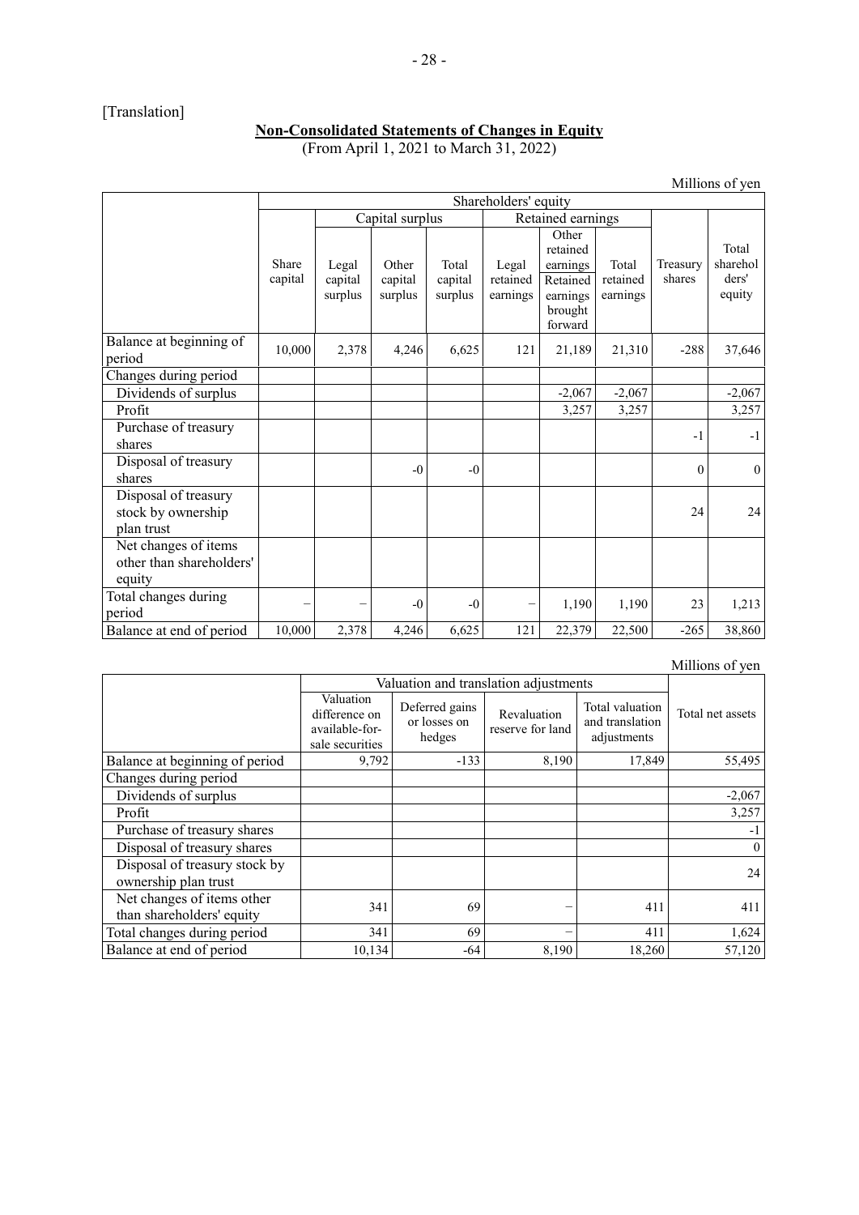[Translation]

**Non-Consolidated Statements of Changes in Equity**
(From April 1, 2021 to March 31, 2022)

Millions of yen

| | Shareholders' equity | | | | | | | | |
|---|---|---|---|---|---|---|---|---|---|
| | | Capital surplus | | | Retained earnings | | | | |
| | Share capital | Legal capital surplus | Other capital surplus | Total capital surplus | Legal retained earnings | Other retained earnings Retained earnings brought forward | Total retained earnings | Treasury shares | Total shareholders' equity |
| Balance at beginning of period | 10,000 | 2,378 | 4,246 | 6,625 | 121 | 21,189 | 21,310 | -288 | 37,646 |
| Changes during period | | | | | | | | | |
| Dividends of surplus | | | | | | -2,067 | -2,067 | | -2,067 |
| Profit | | | | | | 3,257 | 3,257 | | 3,257 |
| Purchase of treasury shares | | | | | | | | -1 | -1 |
| Disposal of treasury shares | | | -0 | -0 | | | | 0 | 0 |
| Disposal of treasury stock by ownership plan trust | | | | | | | | 24 | 24 |
| Net changes of items other than shareholders' equity | | | | | | | | | |
| Total changes during period | – | – | -0 | -0 | – | 1,190 | 1,190 | 23 | 1,213 |
| Balance at end of period | 10,000 | 2,378 | 4,246 | 6,625 | 121 | 22,379 | 22,500 | -265 | 38,860 |

Millions of yen

| | Valuation and translation adjustments | | | | |
|---|---|---|---|---|---|
| | Valuation difference on available-for-sale securities | Deferred gains or losses on hedges | Revaluation reserve for land | Total valuation and translation adjustments | Total net assets |
| Balance at beginning of period | 9,792 | -133 | 8,190 | 17,849 | 55,495 |
| Changes during period | | | | | |
| Dividends of surplus | | | | | -2,067 |
| Profit | | | | | 3,257 |
| Purchase of treasury shares | | | | | -1 |
| Disposal of treasury shares | | | | | 0 |
| Disposal of treasury stock by ownership plan trust | | | | | 24 |
| Net changes of items other than shareholders' equity | 341 | 69 | – | 411 | 411 |
| Total changes during period | 341 | 69 | – | 411 | 1,624 |
| Balance at end of period | 10,134 | -64 | 8,190 | 18,260 | 57,120 |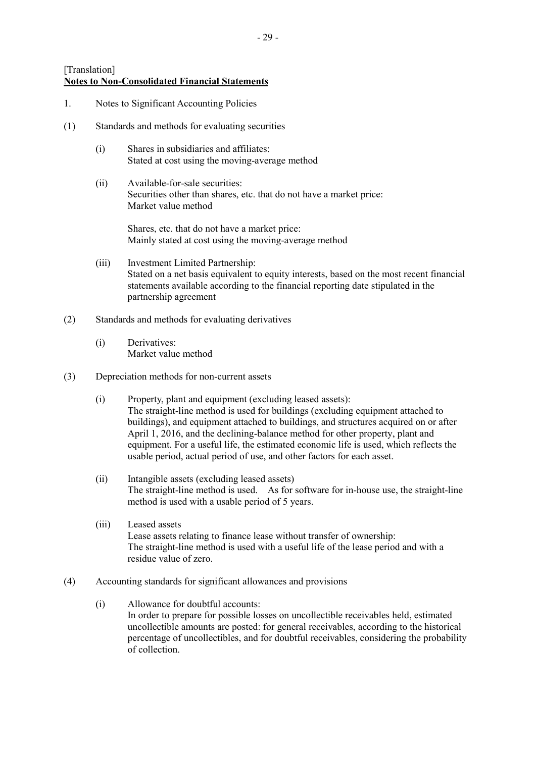[Translation]

**Notes to Non-Consolidated Financial Statements**

1. Notes to Significant Accounting Policies

(1) Standards and methods for evaluating securities

(i) Shares in subsidiaries and affiliates:
Stated at cost using the moving-average method

(ii) Available-for-sale securities:
Securities other than shares, etc. that do not have a market price:
Market value method

Shares, etc. that do not have a market price:
Mainly stated at cost using the moving-average method

(iii) Investment Limited Partnership:
Stated on a net basis equivalent to equity interests, based on the most recent financial statements available according to the financial reporting date stipulated in the partnership agreement

(2) Standards and methods for evaluating derivatives

(i) Derivatives:
Market value method

(3) Depreciation methods for non-current assets

(i) Property, plant and equipment (excluding leased assets):
The straight-line method is used for buildings (excluding equipment attached to buildings), and equipment attached to buildings, and structures acquired on or after April 1, 2016, and the declining-balance method for other property, plant and equipment. For a useful life, the estimated economic life is used, which reflects the usable period, actual period of use, and other factors for each asset.

(ii) Intangible assets (excluding leased assets)
The straight-line method is used. As for software for in-house use, the straight-line method is used with a usable period of 5 years.

(iii) Leased assets
Lease assets relating to finance lease without transfer of ownership:
The straight-line method is used with a useful life of the lease period and with a residue value of zero.

(4) Accounting standards for significant allowances and provisions

(i) Allowance for doubtful accounts:
In order to prepare for possible losses on uncollectible receivables held, estimated uncollectible amounts are posted: for general receivables, according to the historical percentage of uncollectibles, and for doubtful receivables, considering the probability of collection.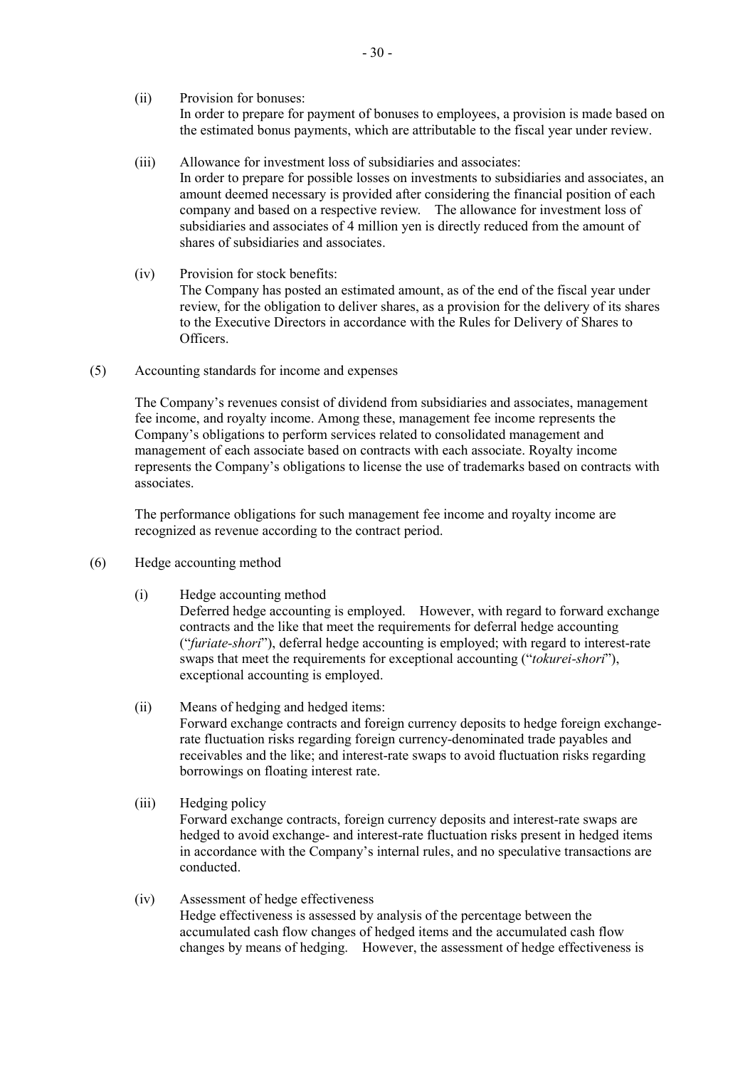(ii) Provision for bonuses:
In order to prepare for payment of bonuses to employees, a provision is made based on the estimated bonus payments, which are attributable to the fiscal year under review.

(iii) Allowance for investment loss of subsidiaries and associates:
In order to prepare for possible losses on investments to subsidiaries and associates, an amount deemed necessary is provided after considering the financial position of each company and based on a respective review. The allowance for investment loss of subsidiaries and associates of 4 million yen is directly reduced from the amount of shares of subsidiaries and associates.

(iv) Provision for stock benefits:
The Company has posted an estimated amount, as of the end of the fiscal year under review, for the obligation to deliver shares, as a provision for the delivery of its shares to the Executive Directors in accordance with the Rules for Delivery of Shares to Officers.

(5) Accounting standards for income and expenses

The Company's revenues consist of dividend from subsidiaries and associates, management fee income, and royalty income. Among these, management fee income represents the Company's obligations to perform services related to consolidated management and management of each associate based on contracts with each associate. Royalty income represents the Company's obligations to license the use of trademarks based on contracts with associates.

The performance obligations for such management fee income and royalty income are recognized as revenue according to the contract period.

(6) Hedge accounting method

(i) Hedge accounting method
Deferred hedge accounting is employed. However, with regard to forward exchange contracts and the like that meet the requirements for deferral hedge accounting ("*furiate-shori*"), deferral hedge accounting is employed; with regard to interest-rate swaps that meet the requirements for exceptional accounting ("*tokurei-shori*"), exceptional accounting is employed.

(ii) Means of hedging and hedged items:
Forward exchange contracts and foreign currency deposits to hedge foreign exchange-rate fluctuation risks regarding foreign currency-denominated trade payables and receivables and the like; and interest-rate swaps to avoid fluctuation risks regarding borrowings on floating interest rate.

(iii) Hedging policy
Forward exchange contracts, foreign currency deposits and interest-rate swaps are hedged to avoid exchange- and interest-rate fluctuation risks present in hedged items in accordance with the Company's internal rules, and no speculative transactions are conducted.

(iv) Assessment of hedge effectiveness
Hedge effectiveness is assessed by analysis of the percentage between the accumulated cash flow changes of hedged items and the accumulated cash flow changes by means of hedging. However, the assessment of hedge effectiveness is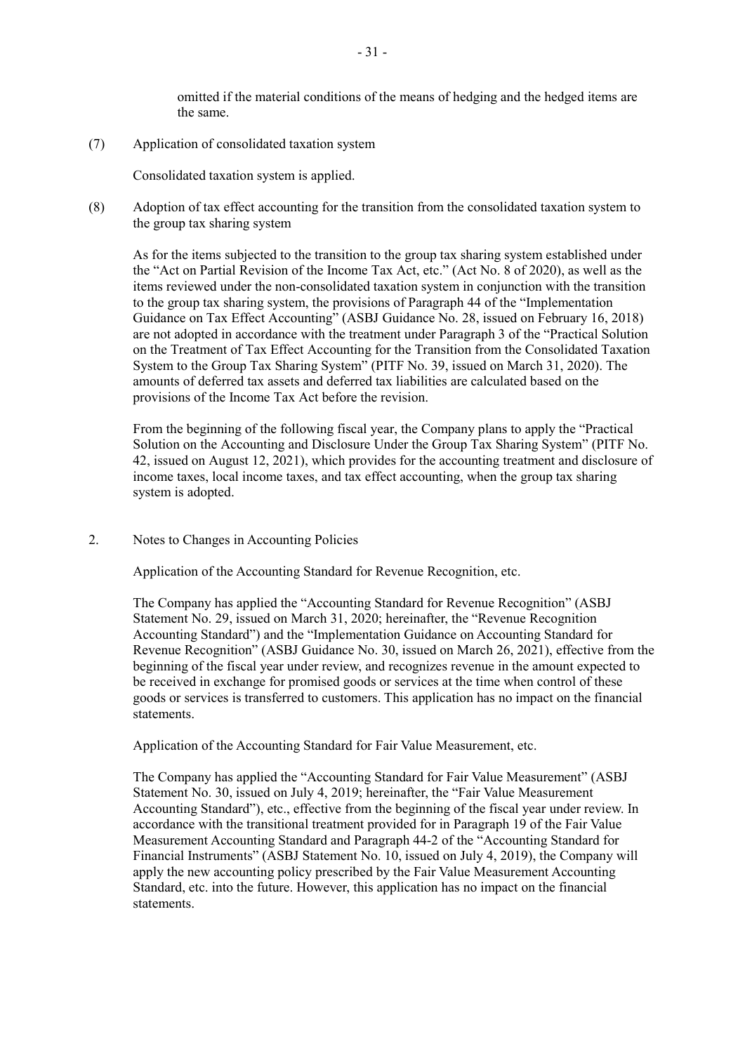omitted if the material conditions of the means of hedging and the hedged items are the same.

(7) Application of consolidated taxation system

Consolidated taxation system is applied.

(8) Adoption of tax effect accounting for the transition from the consolidated taxation system to the group tax sharing system

As for the items subjected to the transition to the group tax sharing system established under the "Act on Partial Revision of the Income Tax Act, etc." (Act No. 8 of 2020), as well as the items reviewed under the non-consolidated taxation system in conjunction with the transition to the group tax sharing system, the provisions of Paragraph 44 of the "Implementation Guidance on Tax Effect Accounting" (ASBJ Guidance No. 28, issued on February 16, 2018) are not adopted in accordance with the treatment under Paragraph 3 of the "Practical Solution on the Treatment of Tax Effect Accounting for the Transition from the Consolidated Taxation System to the Group Tax Sharing System" (PITF No. 39, issued on March 31, 2020). The amounts of deferred tax assets and deferred tax liabilities are calculated based on the provisions of the Income Tax Act before the revision.

From the beginning of the following fiscal year, the Company plans to apply the "Practical Solution on the Accounting and Disclosure Under the Group Tax Sharing System" (PITF No. 42, issued on August 12, 2021), which provides for the accounting treatment and disclosure of income taxes, local income taxes, and tax effect accounting, when the group tax sharing system is adopted.

## 2. Notes to Changes in Accounting Policies

Application of the Accounting Standard for Revenue Recognition, etc.

The Company has applied the "Accounting Standard for Revenue Recognition" (ASBJ Statement No. 29, issued on March 31, 2020; hereinafter, the "Revenue Recognition Accounting Standard") and the "Implementation Guidance on Accounting Standard for Revenue Recognition" (ASBJ Guidance No. 30, issued on March 26, 2021), effective from the beginning of the fiscal year under review, and recognizes revenue in the amount expected to be received in exchange for promised goods or services at the time when control of these goods or services is transferred to customers. This application has no impact on the financial statements.

Application of the Accounting Standard for Fair Value Measurement, etc.

The Company has applied the "Accounting Standard for Fair Value Measurement" (ASBJ Statement No. 30, issued on July 4, 2019; hereinafter, the "Fair Value Measurement Accounting Standard"), etc., effective from the beginning of the fiscal year under review. In accordance with the transitional treatment provided for in Paragraph 19 of the Fair Value Measurement Accounting Standard and Paragraph 44-2 of the "Accounting Standard for Financial Instruments" (ASBJ Statement No. 10, issued on July 4, 2019), the Company will apply the new accounting policy prescribed by the Fair Value Measurement Accounting Standard, etc. into the future. However, this application has no impact on the financial statements.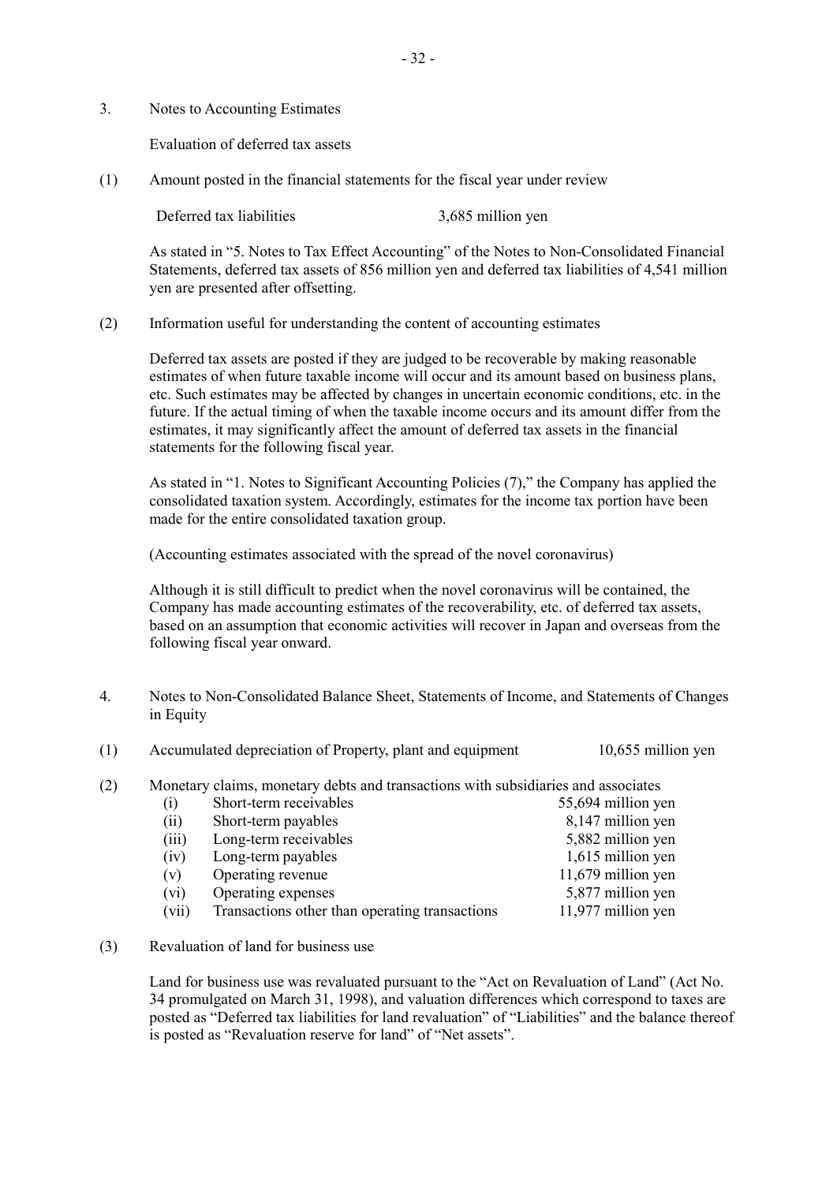## 3. Notes to Accounting Estimates

Evaluation of deferred tax assets

(1) Amount posted in the financial statements for the fiscal year under review

| | |
|---|---|
| Deferred tax liabilities | 3,685 million yen |

As stated in "5. Notes to Tax Effect Accounting" of the Notes to Non-Consolidated Financial Statements, deferred tax assets of 856 million yen and deferred tax liabilities of 4,541 million yen are presented after offsetting.

(2) Information useful for understanding the content of accounting estimates

Deferred tax assets are posted if they are judged to be recoverable by making reasonable estimates of when future taxable income will occur and its amount based on business plans, etc. Such estimates may be affected by changes in uncertain economic conditions, etc. in the future. If the actual timing of when the taxable income occurs and its amount differ from the estimates, it may significantly affect the amount of deferred tax assets in the financial statements for the following fiscal year.

As stated in "1. Notes to Significant Accounting Policies (7)," the Company has applied the consolidated taxation system. Accordingly, estimates for the income tax portion have been made for the entire consolidated taxation group.

(Accounting estimates associated with the spread of the novel coronavirus)

Although it is still difficult to predict when the novel coronavirus will be contained, the Company has made accounting estimates of the recoverability, etc. of deferred tax assets, based on an assumption that economic activities will recover in Japan and overseas from the following fiscal year onward.

## 4. Notes to Non-Consolidated Balance Sheet, Statements of Income, and Statements of Changes in Equity

(1) Accumulated depreciation of Property, plant and equipment 10,655 million yen

(2) Monetary claims, monetary debts and transactions with subsidiaries and associates

| | | |
|---|---|---|
| (i) | Short-term receivables | 55,694 million yen |
| (ii) | Short-term payables | 8,147 million yen |
| (iii) | Long-term receivables | 5,882 million yen |
| (iv) | Long-term payables | 1,615 million yen |
| (v) | Operating revenue | 11,679 million yen |
| (vi) | Operating expenses | 5,877 million yen |
| (vii) | Transactions other than operating transactions | 11,977 million yen |

(3) Revaluation of land for business use

Land for business use was revaluated pursuant to the "Act on Revaluation of Land" (Act No. 34 promulgated on March 31, 1998), and valuation differences which correspond to taxes are posted as "Deferred tax liabilities for land revaluation" of "Liabilities" and the balance thereof is posted as "Revaluation reserve for land" of "Net assets".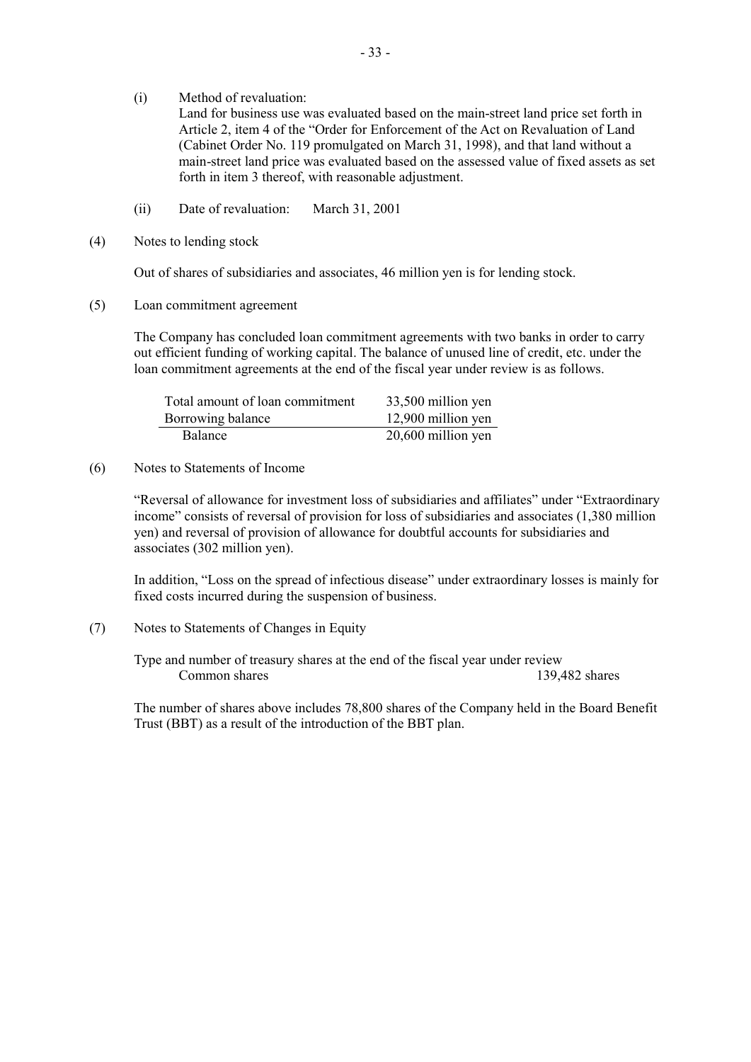(i) Method of revaluation:
Land for business use was evaluated based on the main-street land price set forth in Article 2, item 4 of the "Order for Enforcement of the Act on Revaluation of Land (Cabinet Order No. 119 promulgated on March 31, 1998), and that land without a main-street land price was evaluated based on the assessed value of fixed assets as set forth in item 3 thereof, with reasonable adjustment.

(ii) Date of revaluation: March 31, 2001

(4) Notes to lending stock

Out of shares of subsidiaries and associates, 46 million yen is for lending stock.

(5) Loan commitment agreement

The Company has concluded loan commitment agreements with two banks in order to carry out efficient funding of working capital. The balance of unused line of credit, etc. under the loan commitment agreements at the end of the fiscal year under review is as follows.

| | |
|---|---|
| Total amount of loan commitment | 33,500 million yen |
| Borrowing balance | 12,900 million yen |
| Balance | 20,600 million yen |

(6) Notes to Statements of Income

"Reversal of allowance for investment loss of subsidiaries and affiliates" under "Extraordinary income" consists of reversal of provision for loss of subsidiaries and associates (1,380 million yen) and reversal of provision of allowance for doubtful accounts for subsidiaries and associates (302 million yen).

In addition, "Loss on the spread of infectious disease" under extraordinary losses is mainly for fixed costs incurred during the suspension of business.

(7) Notes to Statements of Changes in Equity

Type and number of treasury shares at the end of the fiscal year under review

| | |
|---|---|
| Common shares | 139,482 shares |

The number of shares above includes 78,800 shares of the Company held in the Board Benefit Trust (BBT) as a result of the introduction of the BBT plan.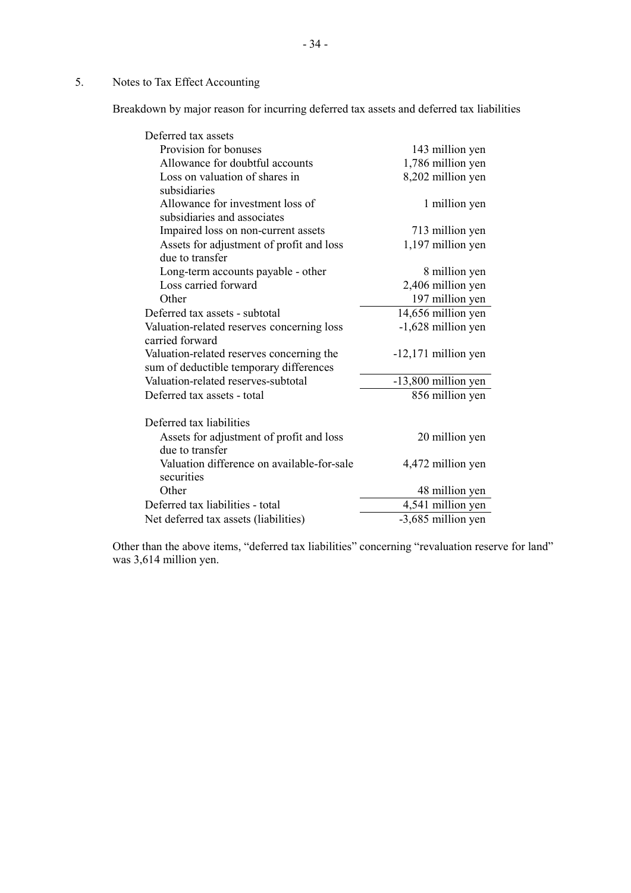## 5. Notes to Tax Effect Accounting

Breakdown by major reason for incurring deferred tax assets and deferred tax liabilities

| | |
|---|---|
| Deferred tax assets | |
| Provision for bonuses | 143 million yen |
| Allowance for doubtful accounts | 1,786 million yen |
| Loss on valuation of shares in subsidiaries | 8,202 million yen |
| Allowance for investment loss of subsidiaries and associates | 1 million yen |
| Impaired loss on non-current assets | 713 million yen |
| Assets for adjustment of profit and loss due to transfer | 1,197 million yen |
| Long-term accounts payable - other | 8 million yen |
| Loss carried forward | 2,406 million yen |
| Other | 197 million yen |
| Deferred tax assets - subtotal | 14,656 million yen |
| Valuation-related reserves concerning loss carried forward | -1,628 million yen |
| Valuation-related reserves concerning the sum of deductible temporary differences | -12,171 million yen |
| Valuation-related reserves-subtotal | -13,800 million yen |
| Deferred tax assets - total | 856 million yen |
| | |
| Deferred tax liabilities | |
| Assets for adjustment of profit and loss due to transfer | 20 million yen |
| Valuation difference on available-for-sale securities | 4,472 million yen |
| Other | 48 million yen |
| Deferred tax liabilities - total | 4,541 million yen |
| Net deferred tax assets (liabilities) | -3,685 million yen |

Other than the above items, "deferred tax liabilities" concerning "revaluation reserve for land" was 3,614 million yen.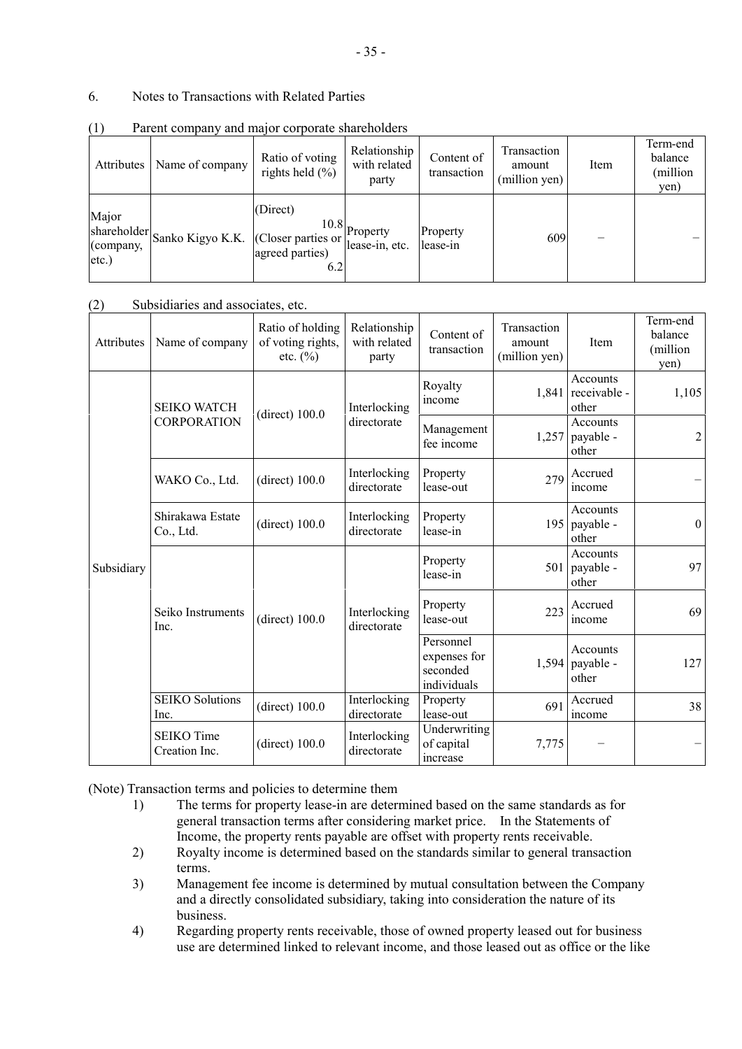6. Notes to Transactions with Related Parties

(1) Parent company and major corporate shareholders

| Attributes | Name of company | Ratio of voting rights held (%) | Relationship with related party | Content of transaction | Transaction amount (million yen) | Item | Term-end balance (million yen) |
|---|---|---|---|---|---|---|---|
| Major shareholder (company, etc.) | Sanko Kigyo K.K. | (Direct) 10.8 (Closer parties or agreed parties) 6.2 | Property lease-in, etc. | Property lease-in | 609 | – | – |

(2) Subsidiaries and associates, etc.

| Attributes | Name of company | Ratio of holding of voting rights, etc. (%) | Relationship with related party | Content of transaction | Transaction amount (million yen) | Item | Term-end balance (million yen) |
|---|---|---|---|---|---|---|---|
| Subsidiary | SEIKO WATCH CORPORATION | (direct) 100.0 | Interlocking directorate | Royalty income | 1,841 | Accounts receivable - other | 1,105 |
| | | | | Management fee income | 1,257 | Accounts payable - other | 2 |
| | WAKO Co., Ltd. | (direct) 100.0 | Interlocking directorate | Property lease-out | 279 | Accrued income | – |
| | Shirakawa Estate Co., Ltd. | (direct) 100.0 | Interlocking directorate | Property lease-in | 195 | Accounts payable - other | 0 |
| | Seiko Instruments Inc. | (direct) 100.0 | Interlocking directorate | Property lease-in | 501 | Accounts payable - other | 97 |
| | | | | Property lease-out | 223 | Accrued income | 69 |
| | | | | Personnel expenses for seconded individuals | 1,594 | Accounts payable - other | 127 |
| | SEIKO Solutions Inc. | (direct) 100.0 | Interlocking directorate | Property lease-out | 691 | Accrued income | 38 |
| | SEIKO Time Creation Inc. | (direct) 100.0 | Interlocking directorate | Underwriting of capital increase | 7,775 | – | – |

(Note) Transaction terms and policies to determine them

1) The terms for property lease-in are determined based on the same standards as for general transaction terms after considering market price. In the Statements of Income, the property rents payable are offset with property rents receivable.
2) Royalty income is determined based on the standards similar to general transaction terms.
3) Management fee income is determined by mutual consultation between the Company and a directly consolidated subsidiary, taking into consideration the nature of its business.
4) Regarding property rents receivable, those of owned property leased out for business use are determined linked to relevant income, and those leased out as office or the like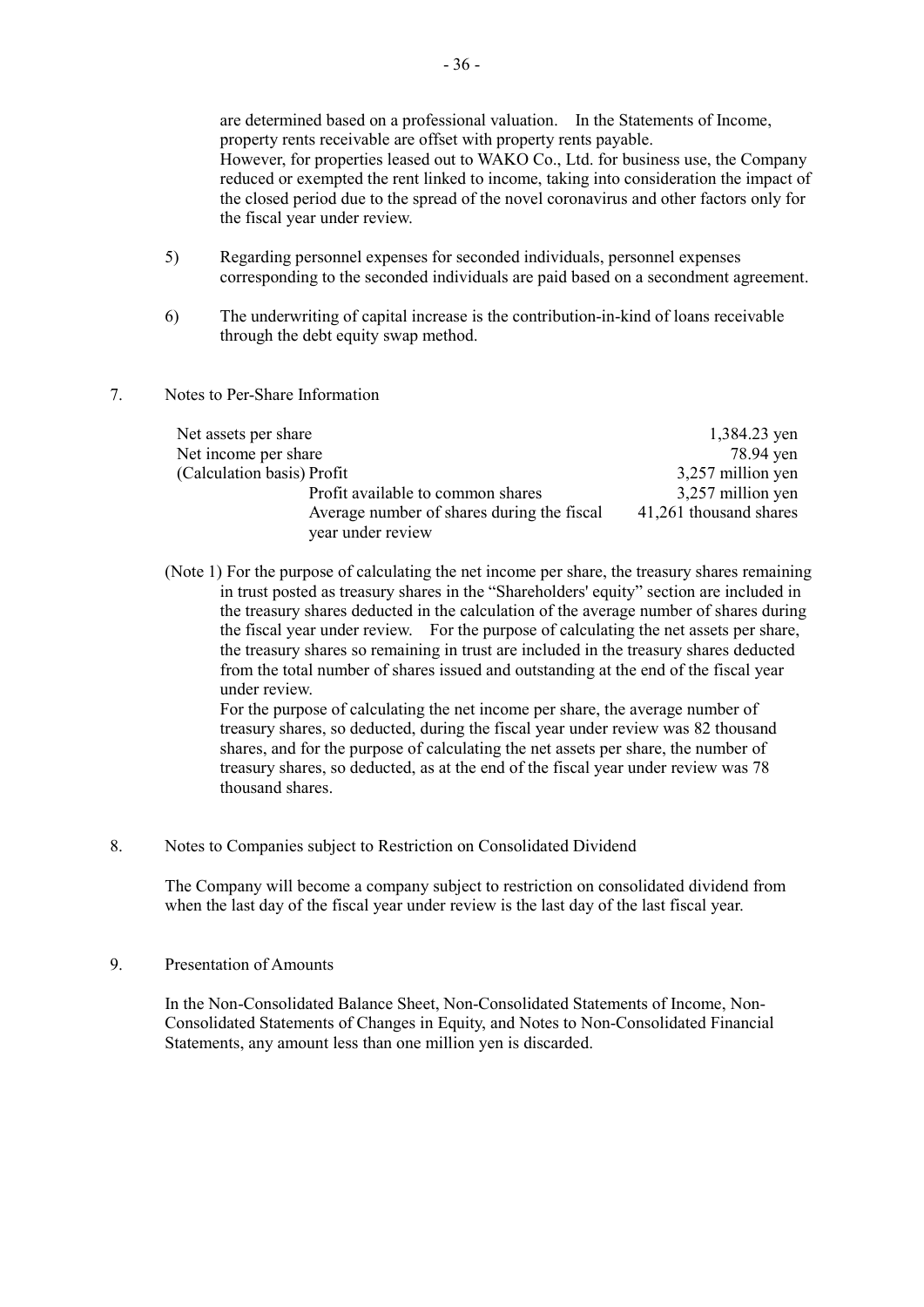are determined based on a professional valuation. In the Statements of Income, property rents receivable are offset with property rents payable.
However, for properties leased out to WAKO Co., Ltd. for business use, the Company reduced or exempted the rent linked to income, taking into consideration the impact of the closed period due to the spread of the novel coronavirus and other factors only for the fiscal year under review.

5) Regarding personnel expenses for seconded individuals, personnel expenses corresponding to the seconded individuals are paid based on a secondment agreement.

6) The underwriting of capital increase is the contribution-in-kind of loans receivable through the debt equity swap method.

7. Notes to Per-Share Information

| | | |
|---|---|---|
| Net assets per share | | 1,384.23 yen |
| Net income per share | | 78.94 yen |
| (Calculation basis) | Profit | 3,257 million yen |
| | Profit available to common shares | 3,257 million yen |
| | Average number of shares during the fiscal year under review | 41,261 thousand shares |

(Note 1) For the purpose of calculating the net income per share, the treasury shares remaining in trust posted as treasury shares in the "Shareholders' equity" section are included in the treasury shares deducted in the calculation of the average number of shares during the fiscal year under review. For the purpose of calculating the net assets per share, the treasury shares so remaining in trust are included in the treasury shares deducted from the total number of shares issued and outstanding at the end of the fiscal year under review.
For the purpose of calculating the net income per share, the average number of treasury shares, so deducted, during the fiscal year under review was 82 thousand shares, and for the purpose of calculating the net assets per share, the number of treasury shares, so deducted, as at the end of the fiscal year under review was 78 thousand shares.

8. Notes to Companies subject to Restriction on Consolidated Dividend

The Company will become a company subject to restriction on consolidated dividend from when the last day of the fiscal year under review is the last day of the last fiscal year.

9. Presentation of Amounts

In the Non-Consolidated Balance Sheet, Non-Consolidated Statements of Income, Non-Consolidated Statements of Changes in Equity, and Notes to Non-Consolidated Financial Statements, any amount less than one million yen is discarded.